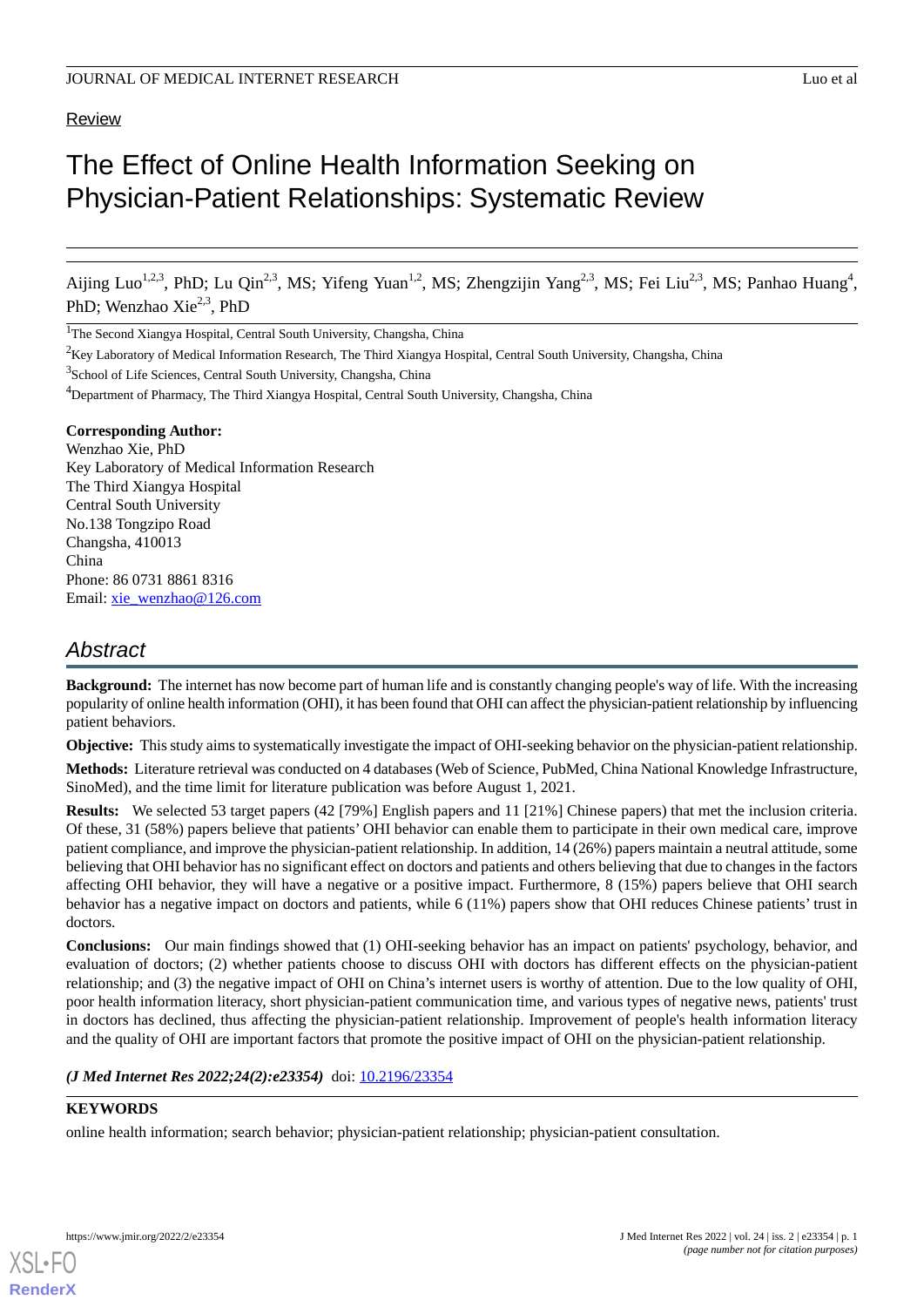Review

# The Effect of Online Health Information Seeking on Physician-Patient Relationships: Systematic Review

Aijing Luo[1,2,3], PhD; Lu Qin[2,3], MS; Yifeng Yuan[1,2], MS; Zhengzijin Yang[2,3], MS; Fei Liu[2,3], MS; Panhao Huang[4], PhD; Wenzhao Xie[2,3], PhD

[1]The Second Xiangya Hospital, Central South University, Changsha, China

[2]Key Laboratory of Medical Information Research, The Third Xiangya Hospital, Central South University, Changsha, China

[3]School of Life Sciences, Central South University, Changsha, China

[4]Department of Pharmacy, The Third Xiangya Hospital, Central South University, Changsha, China

**Corresponding Author:**
Wenzhao Xie, PhD
Key Laboratory of Medical Information Research
The Third Xiangya Hospital
Central South University
No.138 Tongzipo Road
Changsha, 410013
China
Phone: 86 0731 8861 8316
Email: xie_wenzhao@126.com

## Abstract

**Background:** The internet has now become part of human life and is constantly changing people's way of life. With the increasing popularity of online health information (OHI), it has been found that OHI can affect the physician-patient relationship by influencing patient behaviors.

**Objective:** This study aims to systematically investigate the impact of OHI-seeking behavior on the physician-patient relationship.

**Methods:** Literature retrieval was conducted on 4 databases (Web of Science, PubMed, China National Knowledge Infrastructure, SinoMed), and the time limit for literature publication was before August 1, 2021.

**Results:** We selected 53 target papers (42 [79%] English papers and 11 [21%] Chinese papers) that met the inclusion criteria. Of these, 31 (58%) papers believe that patients' OHI behavior can enable them to participate in their own medical care, improve patient compliance, and improve the physician-patient relationship. In addition, 14 (26%) papers maintain a neutral attitude, some believing that OHI behavior has no significant effect on doctors and patients and others believing that due to changes in the factors affecting OHI behavior, they will have a negative or a positive impact. Furthermore, 8 (15%) papers believe that OHI search behavior has a negative impact on doctors and patients, while 6 (11%) papers show that OHI reduces Chinese patients' trust in doctors.

**Conclusions:** Our main findings showed that (1) OHI-seeking behavior has an impact on patients' psychology, behavior, and evaluation of doctors; (2) whether patients choose to discuss OHI with doctors has different effects on the physician-patient relationship; and (3) the negative impact of OHI on China's internet users is worthy of attention. Due to the low quality of OHI, poor health information literacy, short physician-patient communication time, and various types of negative news, patients' trust in doctors has declined, thus affecting the physician-patient relationship. Improvement of people's health information literacy and the quality of OHI are important factors that promote the positive impact of OHI on the physician-patient relationship.

***(J Med Internet Res 2022;24(2):e23354)*** doi: 10.2196/23354

**KEYWORDS**

online health information; search behavior; physician-patient relationship; physician-patient consultation.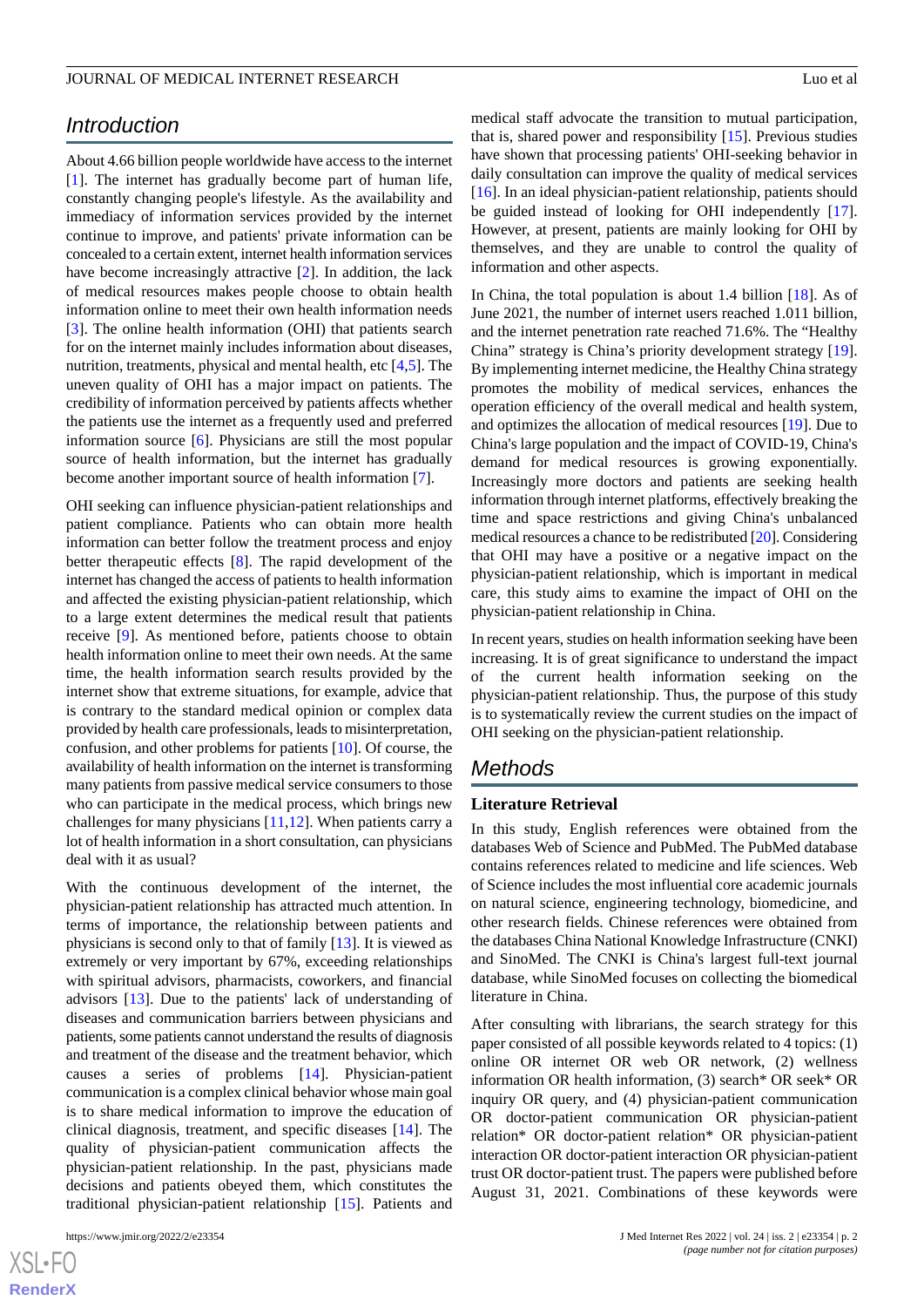## Introduction

About 4.66 billion people worldwide have access to the internet [1]. The internet has gradually become part of human life, constantly changing people's lifestyle. As the availability and immediacy of information services provided by the internet continue to improve, and patients' private information can be concealed to a certain extent, internet health information services have become increasingly attractive [2]. In addition, the lack of medical resources makes people choose to obtain health information online to meet their own health information needs [3]. The online health information (OHI) that patients search for on the internet mainly includes information about diseases, nutrition, treatments, physical and mental health, etc [4,5]. The uneven quality of OHI has a major impact on patients. The credibility of information perceived by patients affects whether the patients use the internet as a frequently used and preferred information source [6]. Physicians are still the most popular source of health information, but the internet has gradually become another important source of health information [7].

OHI seeking can influence physician-patient relationships and patient compliance. Patients who can obtain more health information can better follow the treatment process and enjoy better therapeutic effects [8]. The rapid development of the internet has changed the access of patients to health information and affected the existing physician-patient relationship, which to a large extent determines the medical result that patients receive [9]. As mentioned before, patients choose to obtain health information online to meet their own needs. At the same time, the health information search results provided by the internet show that extreme situations, for example, advice that is contrary to the standard medical opinion or complex data provided by health care professionals, leads to misinterpretation, confusion, and other problems for patients [10]. Of course, the availability of health information on the internet is transforming many patients from passive medical service consumers to those who can participate in the medical process, which brings new challenges for many physicians [11,12]. When patients carry a lot of health information in a short consultation, can physicians deal with it as usual?

With the continuous development of the internet, the physician-patient relationship has attracted much attention. In terms of importance, the relationship between patients and physicians is second only to that of family [13]. It is viewed as extremely or very important by 67%, exceeding relationships with spiritual advisors, pharmacists, coworkers, and financial advisors [13]. Due to the patients' lack of understanding of diseases and communication barriers between physicians and patients, some patients cannot understand the results of diagnosis and treatment of the disease and the treatment behavior, which causes a series of problems [14]. Physician-patient communication is a complex clinical behavior whose main goal is to share medical information to improve the education of clinical diagnosis, treatment, and specific diseases [14]. The quality of physician-patient communication affects the physician-patient relationship. In the past, physicians made decisions and patients obeyed them, which constitutes the traditional physician-patient relationship [15]. Patients and medical staff advocate the transition to mutual participation, that is, shared power and responsibility [15]. Previous studies have shown that processing patients' OHI-seeking behavior in daily consultation can improve the quality of medical services [16]. In an ideal physician-patient relationship, patients should be guided instead of looking for OHI independently [17]. However, at present, patients are mainly looking for OHI by themselves, and they are unable to control the quality of information and other aspects.

In China, the total population is about 1.4 billion [18]. As of June 2021, the number of internet users reached 1.011 billion, and the internet penetration rate reached 71.6%. The "Healthy China" strategy is China's priority development strategy [19]. By implementing internet medicine, the Healthy China strategy promotes the mobility of medical services, enhances the operation efficiency of the overall medical and health system, and optimizes the allocation of medical resources [19]. Due to China's large population and the impact of COVID-19, China's demand for medical resources is growing exponentially. Increasingly more doctors and patients are seeking health information through internet platforms, effectively breaking the time and space restrictions and giving China's unbalanced medical resources a chance to be redistributed [20]. Considering that OHI may have a positive or a negative impact on the physician-patient relationship, which is important in medical care, this study aims to examine the impact of OHI on the physician-patient relationship in China.

In recent years, studies on health information seeking have been increasing. It is of great significance to understand the impact of the current health information seeking on the physician-patient relationship. Thus, the purpose of this study is to systematically review the current studies on the impact of OHI seeking on the physician-patient relationship.

## Methods

### Literature Retrieval

In this study, English references were obtained from the databases Web of Science and PubMed. The PubMed database contains references related to medicine and life sciences. Web of Science includes the most influential core academic journals on natural science, engineering technology, biomedicine, and other research fields. Chinese references were obtained from the databases China National Knowledge Infrastructure (CNKI) and SinoMed. The CNKI is China's largest full-text journal database, while SinoMed focuses on collecting the biomedical literature in China.

After consulting with librarians, the search strategy for this paper consisted of all possible keywords related to 4 topics: (1) online OR internet OR web OR network, (2) wellness information OR health information, (3) search* OR seek* OR inquiry OR query, and (4) physician-patient communication OR doctor-patient communication OR physician-patient relation* OR doctor-patient relation* OR physician-patient interaction OR doctor-patient interaction OR physician-patient trust OR doctor-patient trust. The papers were published before August 31, 2021. Combinations of these keywords were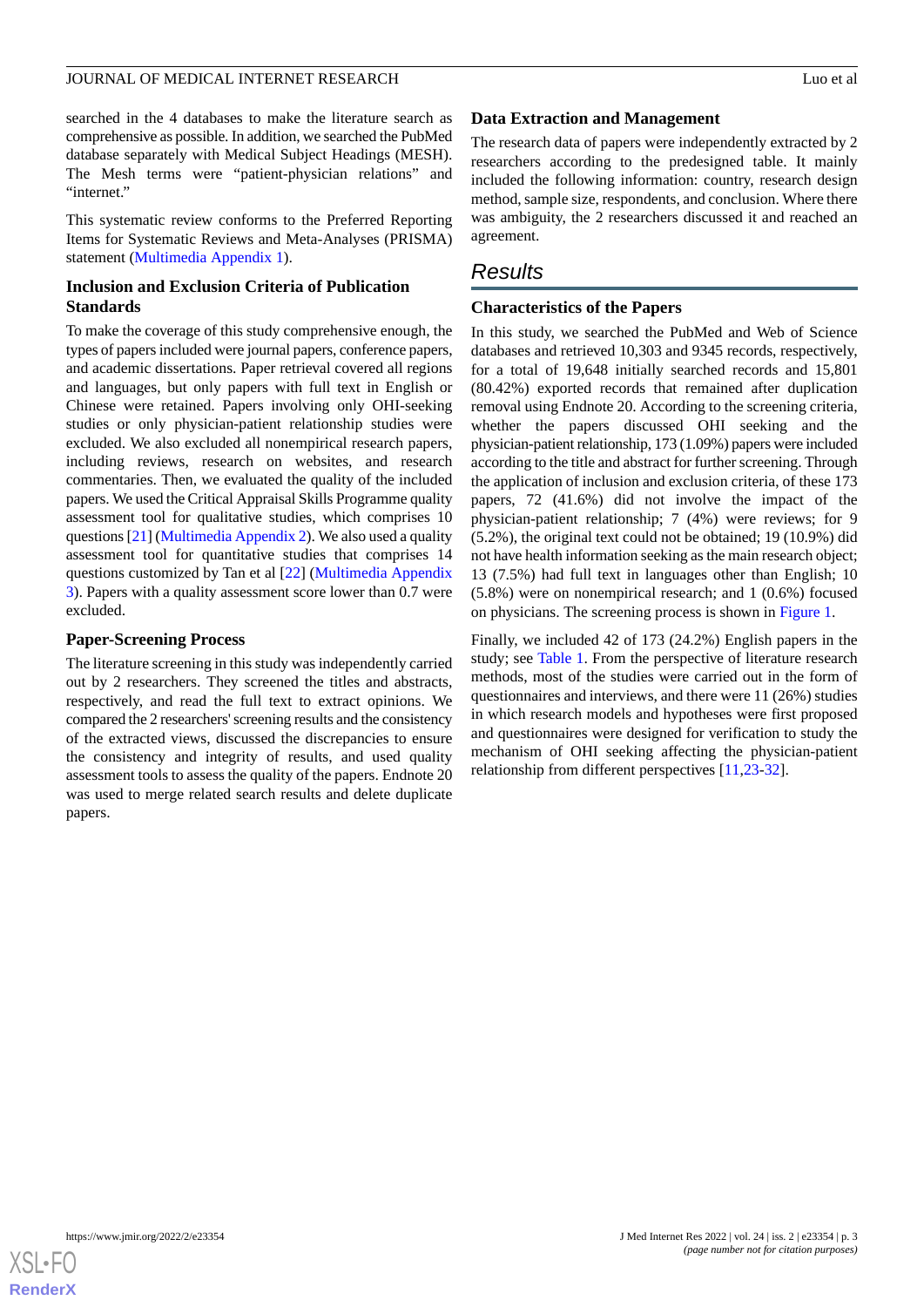searched in the 4 databases to make the literature search as comprehensive as possible. In addition, we searched the PubMed database separately with Medical Subject Headings (MESH). The Mesh terms were "patient-physician relations" and "internet."

This systematic review conforms to the Preferred Reporting Items for Systematic Reviews and Meta-Analyses (PRISMA) statement (Multimedia Appendix 1).

### Inclusion and Exclusion Criteria of Publication Standards

To make the coverage of this study comprehensive enough, the types of papers included were journal papers, conference papers, and academic dissertations. Paper retrieval covered all regions and languages, but only papers with full text in English or Chinese were retained. Papers involving only OHI-seeking studies or only physician-patient relationship studies were excluded. We also excluded all nonempirical research papers, including reviews, research on websites, and research commentaries. Then, we evaluated the quality of the included papers. We used the Critical Appraisal Skills Programme quality assessment tool for qualitative studies, which comprises 10 questions [21] (Multimedia Appendix 2). We also used a quality assessment tool for quantitative studies that comprises 14 questions customized by Tan et al [22] (Multimedia Appendix 3). Papers with a quality assessment score lower than 0.7 were excluded.

### Paper-Screening Process

The literature screening in this study was independently carried out by 2 researchers. They screened the titles and abstracts, respectively, and read the full text to extract opinions. We compared the 2 researchers' screening results and the consistency of the extracted views, discussed the discrepancies to ensure the consistency and integrity of results, and used quality assessment tools to assess the quality of the papers. Endnote 20 was used to merge related search results and delete duplicate papers.

### Data Extraction and Management

The research data of papers were independently extracted by 2 researchers according to the predesigned table. It mainly included the following information: country, research design method, sample size, respondents, and conclusion. Where there was ambiguity, the 2 researchers discussed it and reached an agreement.

## Results

### Characteristics of the Papers

In this study, we searched the PubMed and Web of Science databases and retrieved 10,303 and 9345 records, respectively, for a total of 19,648 initially searched records and 15,801 (80.42%) exported records that remained after duplication removal using Endnote 20. According to the screening criteria, whether the papers discussed OHI seeking and the physician-patient relationship, 173 (1.09%) papers were included according to the title and abstract for further screening. Through the application of inclusion and exclusion criteria, of these 173 papers, 72 (41.6%) did not involve the impact of the physician-patient relationship; 7 (4%) were reviews; for 9 (5.2%), the original text could not be obtained; 19 (10.9%) did not have health information seeking as the main research object; 13 (7.5%) had full text in languages other than English; 10 (5.8%) were on nonempirical research; and 1 (0.6%) focused on physicians. The screening process is shown in Figure 1.

Finally, we included 42 of 173 (24.2%) English papers in the study; see Table 1. From the perspective of literature research methods, most of the studies were carried out in the form of questionnaires and interviews, and there were 11 (26%) studies in which research models and hypotheses were first proposed and questionnaires were designed for verification to study the mechanism of OHI seeking affecting the physician-patient relationship from different perspectives [11,23-32].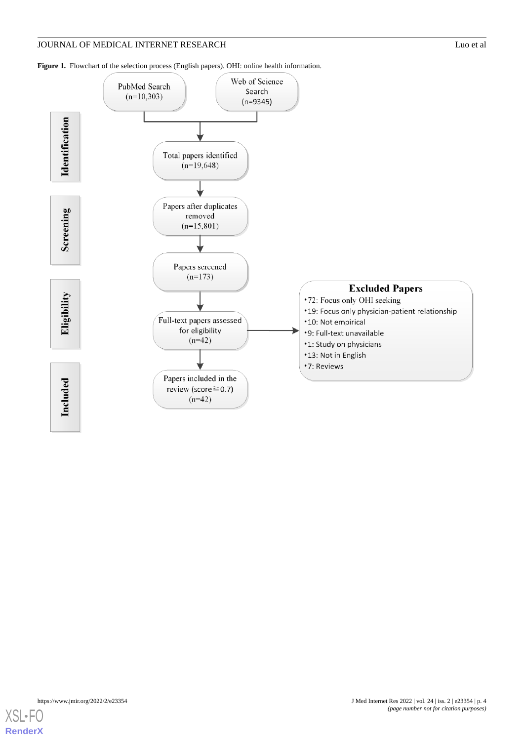**Figure 1.** Flowchart of the selection process (English papers). OHI: online health information.

**Identification**

- PubMed Search (n=10,303)
- Web of Science Search (n=9345)
- Total papers identified (n=19,648)

**Screening**

- Papers after duplicates removed (n=15,801)
- Papers screened (n=173)

**Eligibility**

- Full-text papers assessed for eligibility (n=42)

**Excluded Papers**

- 72: Focus only OHI seeking
- 19: Focus only physician-patient relationship
- 10: Not empirical
- 9: Full-text unavailable
- 1: Study on physicians
- 13: Not in English
- 7: Reviews

**Included**

- Papers included in the review (score≧0.7) (n=42)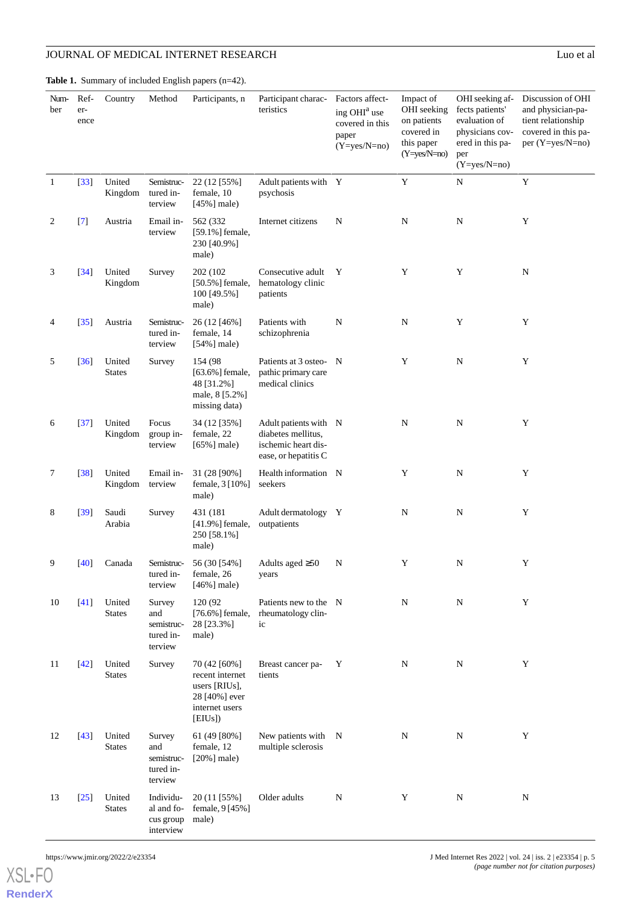**Table 1.** Summary of included English papers (n=42).

| Number | Reference | Country | Method | Participants, n | Participant characteristics | Factors affecting OHI[a] use covered in this paper (Y=yes/N=no) | Impact of OHI seeking on patients covered in this paper (Y=yes/N=no) | OHI seeking affects patients' evaluation of physicians covered in this paper (Y=yes/N=no) | Discussion of OHI and physician-patient relationship covered in this paper (Y=yes/N=no) |
|---|---|---|---|---|---|---|---|---|---|
| 1 | [33] | United Kingdom | Semistructured interview | 22 (12 [55%] female, 10 [45%] male) | Adult patients with psychosis | Y | Y | N | Y |
| 2 | [7] | Austria | Email interview | 562 (332 [59.1%] female, 230 [40.9%] male) | Internet citizens | N | N | N | Y |
| 3 | [34] | United Kingdom | Survey | 202 (102 [50.5%] female, 100 [49.5%] male) | Consecutive adult hematology clinic patients | Y | Y | Y | N |
| 4 | [35] | Austria | Semistructured interview | 26 (12 [46%] female, 14 [54%] male) | Patients with schizophrenia | N | N | Y | Y |
| 5 | [36] | United States | Survey | 154 (98 [63.6%] female, 48 [31.2%] male, 8 [5.2%] missing data) | Patients at 3 osteopathic primary care medical clinics | N | Y | N | Y |
| 6 | [37] | United Kingdom | Focus group interview | 34 (12 [35%] female, 22 [65%] male) | Adult patients with diabetes mellitus, ischemic heart disease, or hepatitis C | N | N | N | Y |
| 7 | [38] | United Kingdom | Email interview | 31 (28 [90%] female, 3 [10%] male) | Health information seekers | N | Y | N | Y |
| 8 | [39] | Saudi Arabia | Survey | 431 (181 [41.9%] female, 250 [58.1%] male) | Adult dermatology outpatients | Y | N | N | Y |
| 9 | [40] | Canada | Semistructured interview | 56 (30 [54%] female, 26 [46%] male) | Adults aged ≥50 years | N | Y | N | Y |
| 10 | [41] | United States | Survey and semistructured interview | 120 (92 [76.6%] female, 28 [23.3%] male) | Patients new to the rheumatology clinic | N | N | N | Y |
| 11 | [42] | United States | Survey | 70 (42 [60%] recent internet users [RIUs], 28 [40%] ever internet users [EIUs]) | Breast cancer patients | Y | N | N | Y |
| 12 | [43] | United States | Survey and semistructured interview | 61 (49 [80%] female, 12 [20%] male) | New patients with multiple sclerosis | N | N | N | Y |
| 13 | [25] | United States | Individual and focus group interview | 20 (11 [55%] female, 9 [45%] male) | Older adults | N | Y | N | N |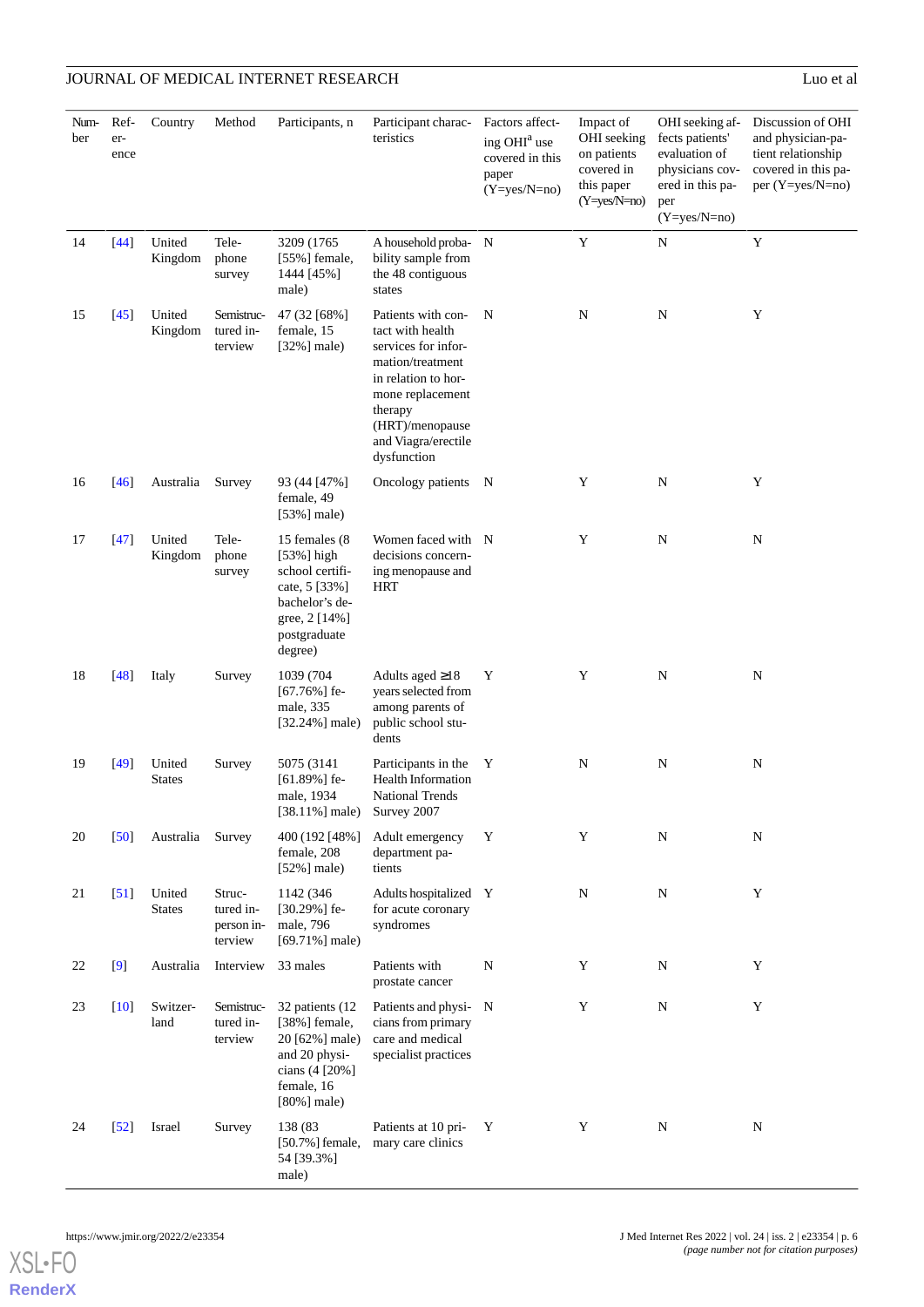| Number | Reference | Country | Method | Participants, n | Participant characteristics | Factors affecting OHI[a] use covered in this paper (Y=yes/N=no) | Impact of OHI seeking on patients covered in this paper (Y=yes/N=no) | OHI seeking affects patients' evaluation of physicians covered in this paper (Y=yes/N=no) | Discussion of OHI and physician-patient relationship covered in this paper (Y=yes/N=no) |
|---|---|---|---|---|---|---|---|---|---|
| 14 | [44] | United Kingdom | Telephone survey | 3209 (1765 [55%] female, 1444 [45%] male) | A household probability sample from the 48 contiguous states | N | Y | N | Y |
| 15 | [45] | United Kingdom | Semistructured interview | 47 (32 [68%] female, 15 [32%] male) | Patients with contact with health services for information/treatment in relation to hormone replacement therapy (HRT)/menopause and Viagra/erectile dysfunction | N | N | N | Y |
| 16 | [46] | Australia | Survey | 93 (44 [47%] female, 49 [53%] male) | Oncology patients | N | Y | N | Y |
| 17 | [47] | United Kingdom | Telephone survey | 15 females (8 [53%] high school certificate, 5 [33%] bachelor's degree, 2 [14%] postgraduate degree) | Women faced with decisions concerning menopause and HRT | N | Y | N | N |
| 18 | [48] | Italy | Survey | 1039 (704 [67.76%] female, 335 [32.24%] male) | Adults aged ≥18 years selected from among parents of public school students | Y | Y | N | N |
| 19 | [49] | United States | Survey | 5075 (3141 [61.89%] female, 1934 [38.11%] male) | Participants in the Health Information National Trends Survey 2007 | Y | N | N | N |
| 20 | [50] | Australia | Survey | 400 (192 [48%] female, 208 [52%] male) | Adult emergency department patients | Y | Y | N | N |
| 21 | [51] | United States | Structured in-person interview | 1142 (346 [30.29%] female, 796 [69.71%] male) | Adults hospitalized for acute coronary syndromes | Y | N | N | Y |
| 22 | [9] | Australia | Interview | 33 males | Patients with prostate cancer | N | Y | N | Y |
| 23 | [10] | Switzerland | Semistructured interview | 32 patients (12 [38%] female, 20 [62%] male) and 20 physicians (4 [20%] female, 16 [80%] male) | Patients and physicians from primary care and medical specialist practices | N | Y | N | Y |
| 24 | [52] | Israel | Survey | 138 (83 [50.7%] female, 54 [39.3%] male) | Patients at 10 primary care clinics | Y | Y | N | N |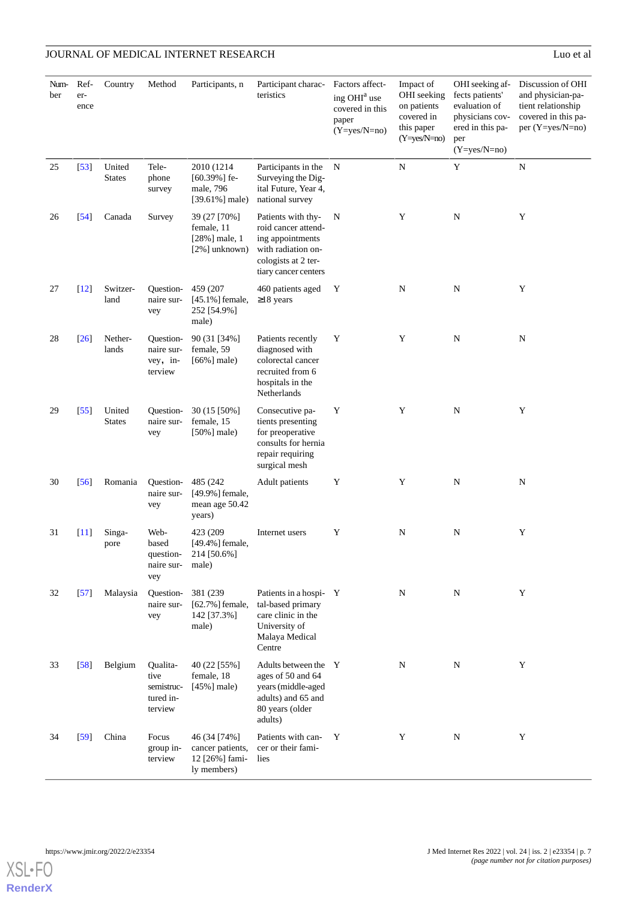| Number | Reference | Country | Method | Participants, n | Participant characteristics | Factors affecting OHI[a] use covered in this paper (Y=yes/N=no) | Impact of OHI seeking on patients covered in this paper (Y=yes/N=no) | OHI seeking affects patients' evaluation of physicians covered in this paper (Y=yes/N=no) | Discussion of OHI and physician-patient relationship covered in this paper (Y=yes/N=no) |
|---|---|---|---|---|---|---|---|---|---|
| 25 | [53] | United States | Telephone survey | 2010 (1214 [60.39%] female, 796 [39.61%] male) | Participants in the Surveying the Digital Future, Year 4, national survey | N | N | Y | N |
| 26 | [54] | Canada | Survey | 39 (27 [70%] female, 11 [28%] male, 1 [2%] unknown) | Patients with thyroid cancer attending appointments with radiation oncologists at 2 tertiary cancer centers | N | Y | N | Y |
| 27 | [12] | Switzerland | Questionnaire survey | 459 (207 [45.1%] female, 252 [54.9%] male) | 460 patients aged ≥18 years | Y | N | N | Y |
| 28 | [26] | Netherlands | Questionnaire survey，interview | 90 (31 [34%] female, 59 [66%] male) | Patients recently diagnosed with colorectal cancer recruited from 6 hospitals in the Netherlands | Y | Y | N | N |
| 29 | [55] | United States | Questionnaire survey | 30 (15 [50%] female, 15 [50%] male) | Consecutive patients presenting for preoperative consults for hernia repair requiring surgical mesh | Y | Y | N | Y |
| 30 | [56] | Romania | Questionnaire survey | 485 (242 [49.9%] female, mean age 50.42 years) | Adult patients | Y | Y | N | N |
| 31 | [11] | Singapore | Web-based questionnaire survey | 423 (209 [49.4%] female, 214 [50.6%] male) | Internet users | Y | N | N | Y |
| 32 | [57] | Malaysia | Questionnaire survey | 381 (239 [62.7%] female, 142 [37.3%] male) | Patients in a hospital-based primary care clinic in the University of Malaya Medical Centre | Y | N | N | Y |
| 33 | [58] | Belgium | Qualitative semistructured interview | 40 (22 [55%] female, 18 [45%] male) | Adults between the ages of 50 and 64 years (middle-aged adults) and 65 and 80 years (older adults) | Y | N | N | Y |
| 34 | [59] | China | Focus group interview | 46 (34 [74%] cancer patients, 12 [26%] family members) | Patients with cancer or their families | Y | Y | N | Y |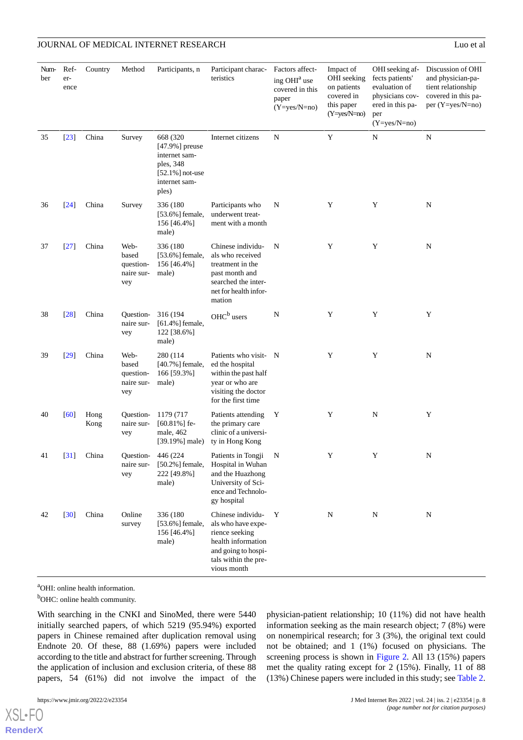| Number | Reference | Country | Method | Participants, n | Participant characteristics | Factors affecting OHI[a] use covered in this paper (Y=yes/N=no) | Impact of OHI seeking on patients covered in this paper (Y=yes/N=no) | OHI seeking affects patients' evaluation of physicians covered in this paper (Y=yes/N=no) | Discussion of OHI and physician-patient relationship covered in this paper (Y=yes/N=no) |
|---|---|---|---|---|---|---|---|---|---|
| 35 | [23] | China | Survey | 668 (320 [47.9%] preuse internet samples, 348 [52.1%] not-use internet samples) | Internet citizens | N | Y | N | N |
| 36 | [24] | China | Survey | 336 (180 [53.6%] female, 156 [46.4%] male) | Participants who underwent treatment with a month | N | Y | Y | N |
| 37 | [27] | China | Web-based questionnaire survey | 336 (180 [53.6%] female, 156 [46.4%] male) | Chinese individuals who received treatment in the past month and searched the internet for health information | N | Y | Y | N |
| 38 | [28] | China | Questionnaire survey | 316 (194 [61.4%] female, 122 [38.6%] male) | OHC[b] users | N | Y | Y | Y |
| 39 | [29] | China | Web-based questionnaire survey | 280 (114 [40.7%] female, 166 [59.3%] male) | Patients who visited the hospital within the past half year or who are visiting the doctor for the first time | N | Y | Y | N |
| 40 | [60] | Hong Kong | Questionnaire survey | 1179 (717 [60.81%] female, 462 [39.19%] male) | Patients attending the primary care clinic of a university in Hong Kong | Y | Y | N | Y |
| 41 | [31] | China | Questionnaire survey | 446 (224 [50.2%] female, 222 [49.8%] male) | Patients in Tongji Hospital in Wuhan and the Huazhong University of Science and Technology hospital | N | Y | Y | N |
| 42 | [30] | China | Online survey | 336 (180 [53.6%] female, 156 [46.4%] male) | Chinese individuals who have experience seeking health information and going to hospitals within the previous month | Y | N | N | N |

[a]OHI: online health information.

[b]OHC: online health community.

With searching in the CNKI and SinoMed, there were 5440 initially searched papers, of which 5219 (95.94%) exported papers in Chinese remained after duplication removal using Endnote 20. Of these, 88 (1.69%) papers were included according to the title and abstract for further screening. Through the application of inclusion and exclusion criteria, of these 88 papers, 54 (61%) did not involve the impact of the physician-patient relationship; 10 (11%) did not have health information seeking as the main research object; 7 (8%) were on nonempirical research; for 3 (3%), the original text could not be obtained; and 1 (1%) focused on physicians. The screening process is shown in Figure 2. All 13 (15%) papers met the quality rating except for 2 (15%). Finally, 11 of 88 (13%) Chinese papers were included in this study; see Table 2.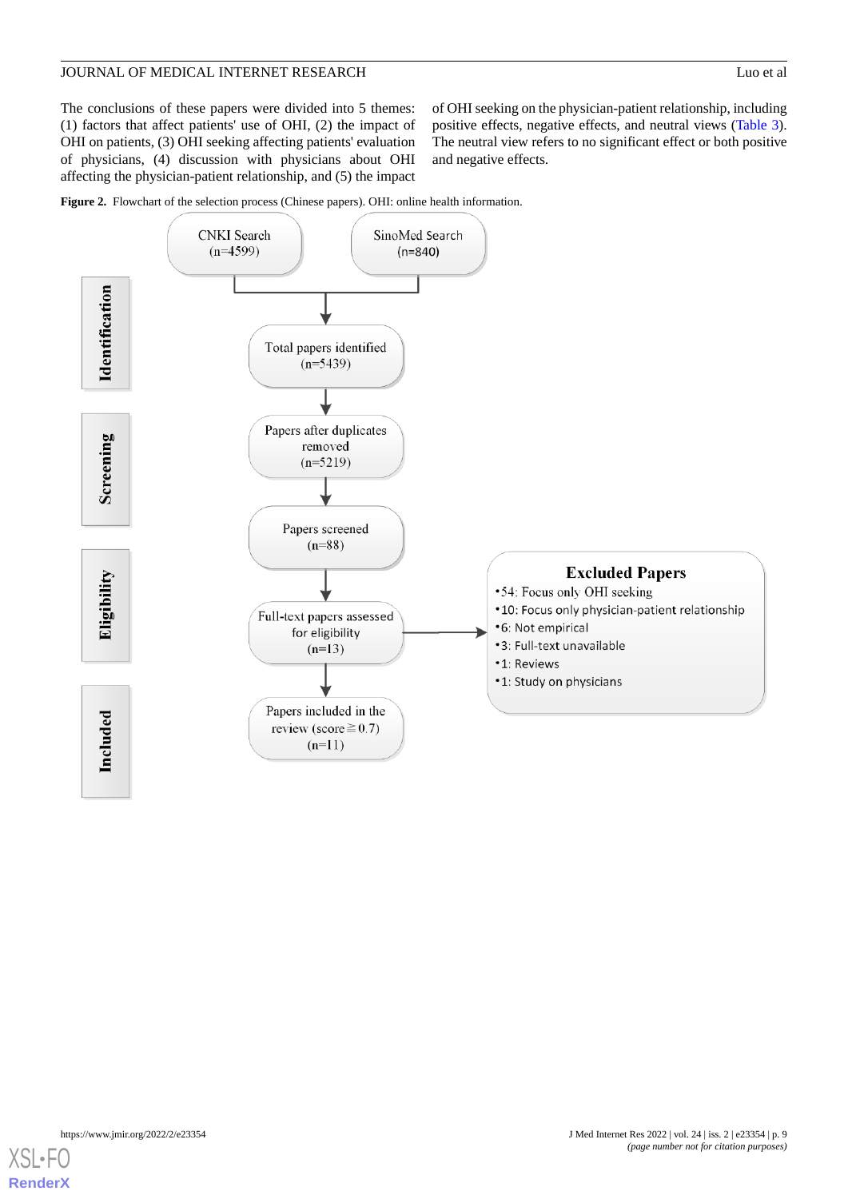The conclusions of these papers were divided into 5 themes: (1) factors that affect patients' use of OHI, (2) the impact of OHI on patients, (3) OHI seeking affecting patients' evaluation of physicians, (4) discussion with physicians about OHI affecting the physician-patient relationship, and (5) the impact of OHI seeking on the physician-patient relationship, including positive effects, negative effects, and neutral views (Table 3). The neutral view refers to no significant effect or both positive and negative effects.

**Figure 2.** Flowchart of the selection process (Chinese papers). OHI: online health information.

**Identification**

CNKI Search (n=4599)

SinoMed Search (n=840)

Total papers identified (n=5439)

**Screening**

Papers after duplicates removed (n=5219)

Papers screened (n=88)

**Eligibility**

Full-text papers assessed for eligibility (n=13)

**Excluded Papers**

- 54: Focus only OHI seeking
- 10: Focus only physician-patient relationship
- 6: Not empirical
- 3: Full-text unavailable
- 1: Reviews
- 1: Study on physicians

**Included**

Papers included in the review (score≧0.7) (n=11)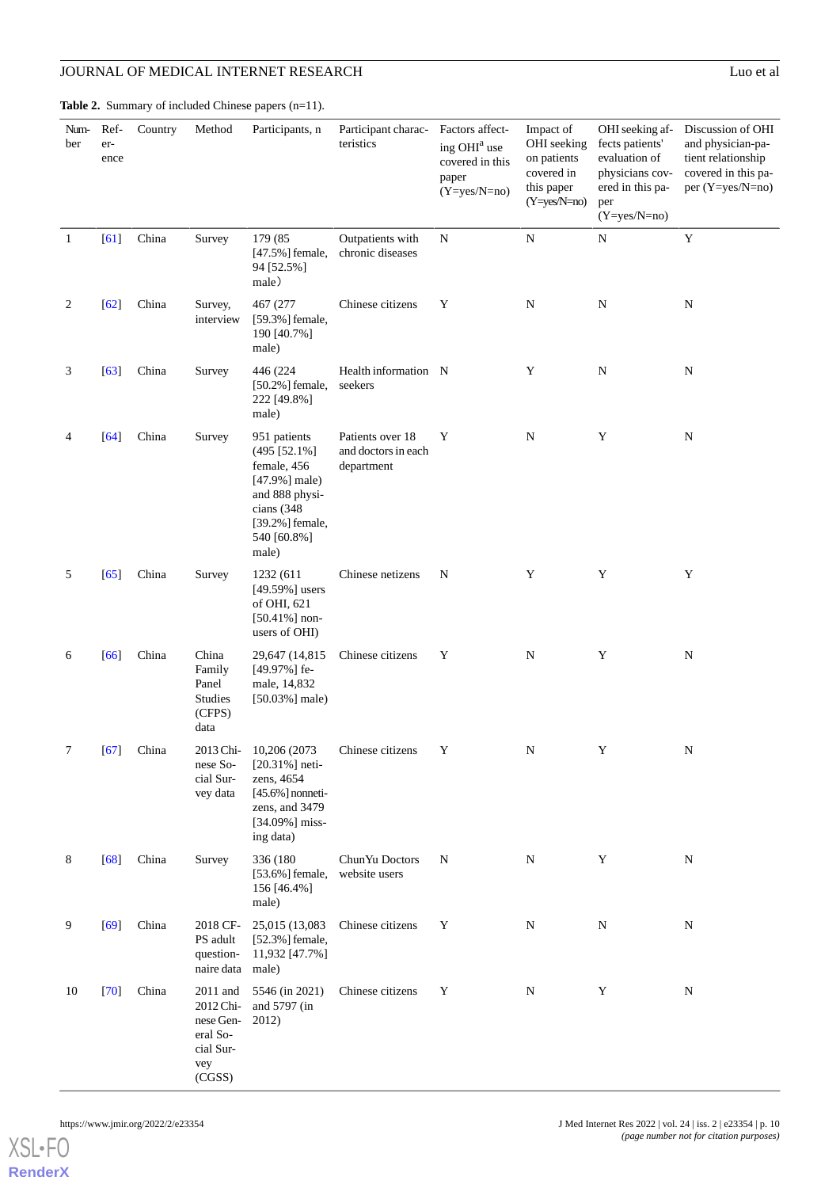**Table 2.** Summary of included Chinese papers (n=11).

| Number | Reference | Country | Method | Participants, n | Participant characteristics | Factors affecting OHI[a] use covered in this paper (Y=yes/N=no) | Impact of OHI seeking on patients covered in this paper (Y=yes/N=no) | OHI seeking affects patients' evaluation of physicians covered in this paper (Y=yes/N=no) | Discussion of OHI and physician-patient relationship covered in this paper (Y=yes/N=no) |
|---|---|---|---|---|---|---|---|---|---|
| 1 | [61] | China | Survey | 179 (85 [47.5%] female, 94 [52.5%] male) | Outpatients with chronic diseases | N | N | N | Y |
| 2 | [62] | China | Survey, interview | 467 (277 [59.3%] female, 190 [40.7%] male) | Chinese citizens | Y | N | N | N |
| 3 | [63] | China | Survey | 446 (224 [50.2%] female, 222 [49.8%] male) | Health information seekers | N | Y | N | N |
| 4 | [64] | China | Survey | 951 patients (495 [52.1%] female, 456 [47.9%] male) and 888 physicians (348 [39.2%] female, 540 [60.8%] male) | Patients over 18 and doctors in each department | Y | N | Y | N |
| 5 | [65] | China | Survey | 1232 (611 [49.59%] users of OHI, 621 [50.41%] nonusers of OHI) | Chinese netizens | N | Y | Y | Y |
| 6 | [66] | China | China Family Panel Studies (CFPS) data | 29,647 (14,815 [49.97%] female, 14,832 [50.03%] male) | Chinese citizens | Y | N | Y | N |
| 7 | [67] | China | 2013 Chinese Social Survey data | 10,206 (2073 [20.31%] netizens, 4654 [45.6%] nonnetizens, and 3479 [34.09%] missing data) | Chinese citizens | Y | N | Y | N |
| 8 | [68] | China | Survey | 336 (180 [53.6%] female, 156 [46.4%] male) | ChunYu Doctors website users | N | N | Y | N |
| 9 | [69] | China | 2018 CFPS adult questionnaire data | 25,015 (13,083 [52.3%] female, 11,932 [47.7%] male) | Chinese citizens | Y | N | N | N |
| 10 | [70] | China | 2011 and 2012 Chinese General Social Survey (CGSS) | 5546 (in 2021) and 5797 (in 2012) | Chinese citizens | Y | N | Y | N |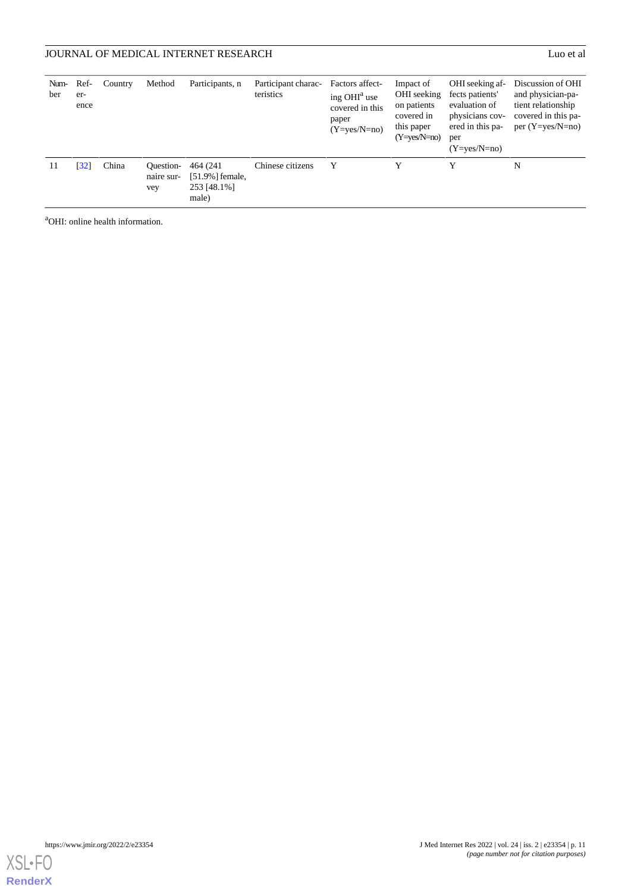| Number | Reference | Country | Method | Participants, n | Participant characteristics | Factors affecting OHI[a] use covered in this paper (Y=yes/N=no) | Impact of OHI seeking on patients covered in this paper (Y=yes/N=no) | OHI seeking affects patients' evaluation of physicians covered in this paper (Y=yes/N=no) | Discussion of OHI and physician-patient relationship covered in this paper (Y=yes/N=no) |
|---|---|---|---|---|---|---|---|---|---|
| 11 | [32] | China | Questionnaire survey | 464 (241 [51.9%] female, 253 [48.1%] male) | Chinese citizens | Y | Y | Y | N |

[a]OHI: online health information.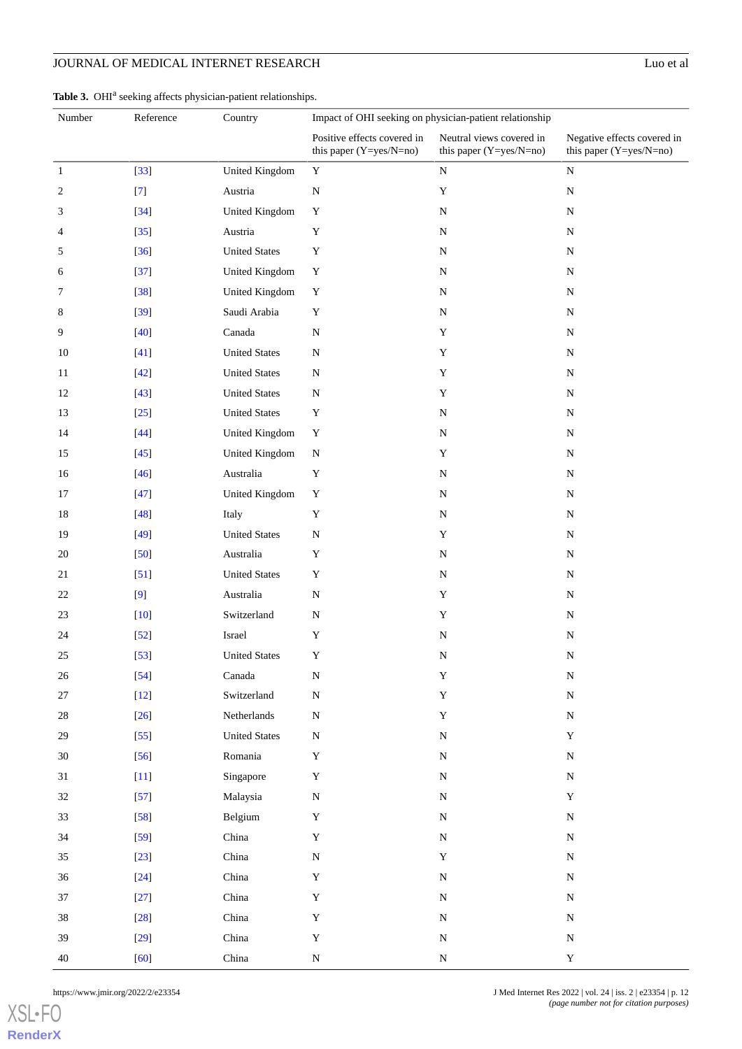**Table 3.** OHI[a] seeking affects physician-patient relationships.

| Number | Reference | Country | Impact of OHI seeking on physician-patient relationship | | |
|---|---|---|---|---|---|
| | | | Positive effects covered in this paper (Y=yes/N=no) | Neutral views covered in this paper (Y=yes/N=no) | Negative effects covered in this paper (Y=yes/N=no) |
| 1 | [33] | United Kingdom | Y | N | N |
| 2 | [7] | Austria | N | Y | N |
| 3 | [34] | United Kingdom | Y | N | N |
| 4 | [35] | Austria | Y | N | N |
| 5 | [36] | United States | Y | N | N |
| 6 | [37] | United Kingdom | Y | N | N |
| 7 | [38] | United Kingdom | Y | N | N |
| 8 | [39] | Saudi Arabia | Y | N | N |
| 9 | [40] | Canada | N | Y | N |
| 10 | [41] | United States | N | Y | N |
| 11 | [42] | United States | N | Y | N |
| 12 | [43] | United States | N | Y | N |
| 13 | [25] | United States | Y | N | N |
| 14 | [44] | United Kingdom | Y | N | N |
| 15 | [45] | United Kingdom | N | Y | N |
| 16 | [46] | Australia | Y | N | N |
| 17 | [47] | United Kingdom | Y | N | N |
| 18 | [48] | Italy | Y | N | N |
| 19 | [49] | United States | N | Y | N |
| 20 | [50] | Australia | Y | N | N |
| 21 | [51] | United States | Y | N | N |
| 22 | [9] | Australia | N | Y | N |
| 23 | [10] | Switzerland | N | Y | N |
| 24 | [52] | Israel | Y | N | N |
| 25 | [53] | United States | Y | N | N |
| 26 | [54] | Canada | N | Y | N |
| 27 | [12] | Switzerland | N | Y | N |
| 28 | [26] | Netherlands | N | Y | N |
| 29 | [55] | United States | N | N | Y |
| 30 | [56] | Romania | Y | N | N |
| 31 | [11] | Singapore | Y | N | N |
| 32 | [57] | Malaysia | N | N | Y |
| 33 | [58] | Belgium | Y | N | N |
| 34 | [59] | China | Y | N | N |
| 35 | [23] | China | N | Y | N |
| 36 | [24] | China | Y | N | N |
| 37 | [27] | China | Y | N | N |
| 38 | [28] | China | Y | N | N |
| 39 | [29] | China | Y | N | N |
| 40 | [60] | China | N | N | Y |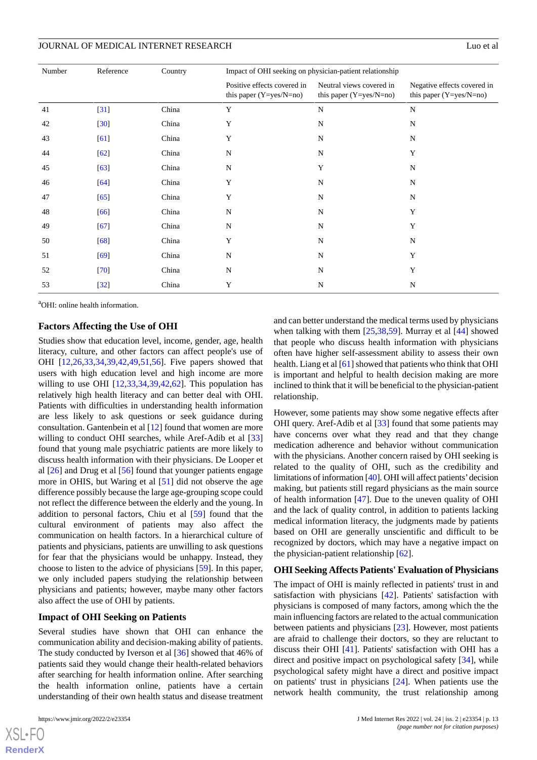| Number | Reference | Country | Impact of OHI seeking on physician-patient relationship | | |
|---|---|---|---|---|---|
| | | | Positive effects covered in this paper (Y=yes/N=no) | Neutral views covered in this paper (Y=yes/N=no) | Negative effects covered in this paper (Y=yes/N=no) |
| 41 | [31] | China | Y | N | N |
| 42 | [30] | China | Y | N | N |
| 43 | [61] | China | Y | N | N |
| 44 | [62] | China | N | N | Y |
| 45 | [63] | China | N | Y | N |
| 46 | [64] | China | Y | N | N |
| 47 | [65] | China | Y | N | N |
| 48 | [66] | China | N | N | Y |
| 49 | [67] | China | N | N | Y |
| 50 | [68] | China | Y | N | N |
| 51 | [69] | China | N | N | Y |
| 52 | [70] | China | N | N | Y |
| 53 | [32] | China | Y | N | N |

[a]OHI: online health information.

### Factors Affecting the Use of OHI

Studies show that education level, income, gender, age, health literacy, culture, and other factors can affect people's use of OHI [12,26,33,34,39,42,49,51,56]. Five papers showed that users with high education level and high income are more willing to use OHI [12,33,34,39,42,62]. This population has relatively high health literacy and can better deal with OHI. Patients with difficulties in understanding health information are less likely to ask questions or seek guidance during consultation. Gantenbein et al [12] found that women are more willing to conduct OHI searches, while Aref-Adib et al [33] found that young male psychiatric patients are more likely to discuss health information with their physicians. De Looper et al [26] and Drug et al [56] found that younger patients engage more in OHIS, but Waring et al [51] did not observe the age difference possibly because the large age-grouping scope could not reflect the difference between the elderly and the young. In addition to personal factors, Chiu et al [59] found that the cultural environment of patients may also affect the communication on health factors. In a hierarchical culture of patients and physicians, patients are unwilling to ask questions for fear that the physicians would be unhappy. Instead, they choose to listen to the advice of physicians [59]. In this paper, we only included papers studying the relationship between physicians and patients; however, maybe many other factors also affect the use of OHI by patients.

### Impact of OHI Seeking on Patients

Several studies have shown that OHI can enhance the communication ability and decision-making ability of patients. The study conducted by Iverson et al [36] showed that 46% of patients said they would change their health-related behaviors after searching for health information online. After searching the health information online, patients have a certain understanding of their own health status and disease treatment and can better understand the medical terms used by physicians when talking with them [25,38,59]. Murray et al [44] showed that people who discuss health information with physicians often have higher self-assessment ability to assess their own health. Liang et al [61] showed that patients who think that OHI is important and helpful to health decision making are more inclined to think that it will be beneficial to the physician-patient relationship.

However, some patients may show some negative effects after OHI query. Aref-Adib et al [33] found that some patients may have concerns over what they read and that they change medication adherence and behavior without communication with the physicians. Another concern raised by OHI seeking is related to the quality of OHI, such as the credibility and limitations of information [40]. OHI will affect patients' decision making, but patients still regard physicians as the main source of health information [47]. Due to the uneven quality of OHI and the lack of quality control, in addition to patients lacking medical information literacy, the judgments made by patients based on OHI are generally unscientific and difficult to be recognized by doctors, which may have a negative impact on the physician-patient relationship [62].

### OHI Seeking Affects Patients' Evaluation of Physicians

The impact of OHI is mainly reflected in patients' trust in and satisfaction with physicians [42]. Patients' satisfaction with physicians is composed of many factors, among which the the main influencing factors are related to the actual communication between patients and physicians [23]. However, most patients are afraid to challenge their doctors, so they are reluctant to discuss their OHI [41]. Patients' satisfaction with OHI has a direct and positive impact on psychological safety [34], while psychological safety might have a direct and positive impact on patients' trust in physicians [24]. When patients use the network health community, the trust relationship among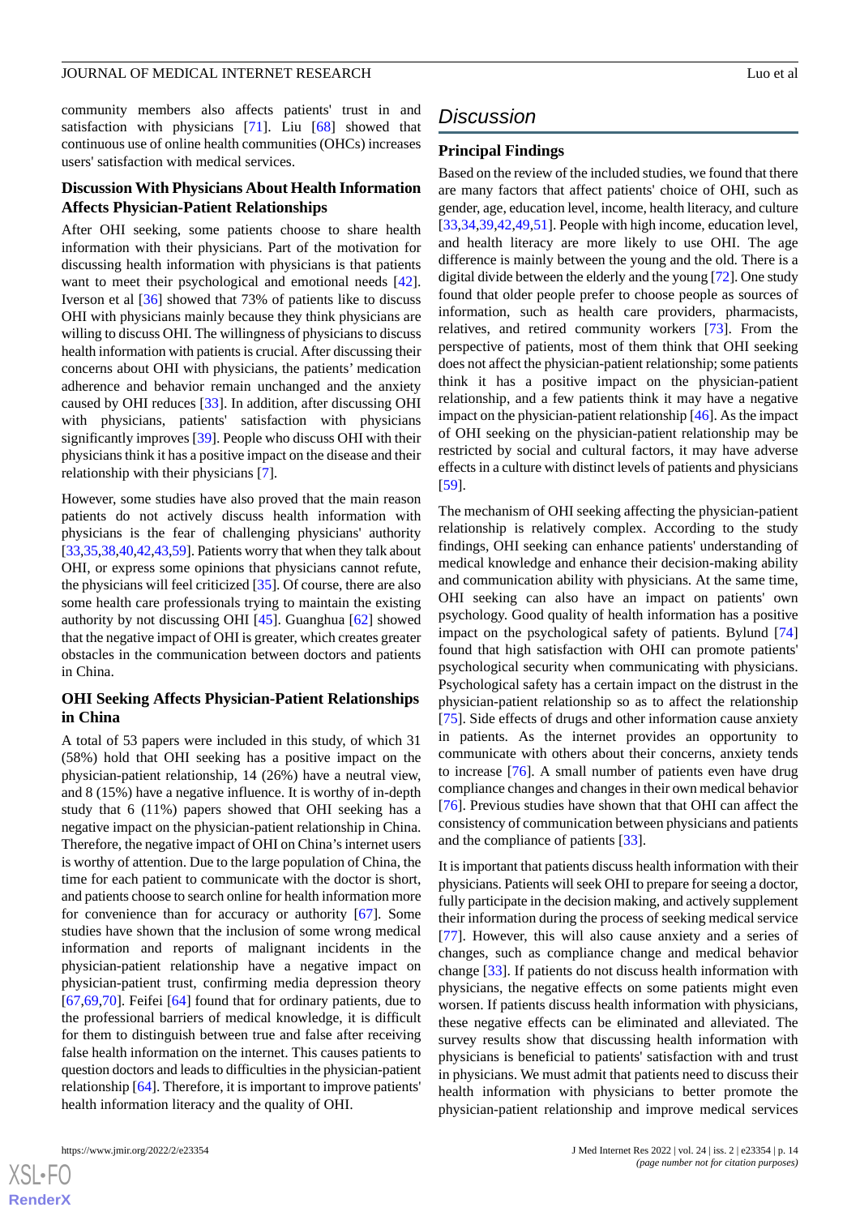community members also affects patients' trust in and satisfaction with physicians [71]. Liu [68] showed that continuous use of online health communities (OHCs) increases users' satisfaction with medical services.

### Discussion With Physicians About Health Information Affects Physician-Patient Relationships

After OHI seeking, some patients choose to share health information with their physicians. Part of the motivation for discussing health information with physicians is that patients want to meet their psychological and emotional needs [42]. Iverson et al [36] showed that 73% of patients like to discuss OHI with physicians mainly because they think physicians are willing to discuss OHI. The willingness of physicians to discuss health information with patients is crucial. After discussing their concerns about OHI with physicians, the patients' medication adherence and behavior remain unchanged and the anxiety caused by OHI reduces [33]. In addition, after discussing OHI with physicians, patients' satisfaction with physicians significantly improves [39]. People who discuss OHI with their physicians think it has a positive impact on the disease and their relationship with their physicians [7].

However, some studies have also proved that the main reason patients do not actively discuss health information with physicians is the fear of challenging physicians' authority [33,35,38,40,42,43,59]. Patients worry that when they talk about OHI, or express some opinions that physicians cannot refute, the physicians will feel criticized [35]. Of course, there are also some health care professionals trying to maintain the existing authority by not discussing OHI [45]. Guanghua [62] showed that the negative impact of OHI is greater, which creates greater obstacles in the communication between doctors and patients in China.

### OHI Seeking Affects Physician-Patient Relationships in China

A total of 53 papers were included in this study, of which 31 (58%) hold that OHI seeking has a positive impact on the physician-patient relationship, 14 (26%) have a neutral view, and 8 (15%) have a negative influence. It is worthy of in-depth study that 6 (11%) papers showed that OHI seeking has a negative impact on the physician-patient relationship in China. Therefore, the negative impact of OHI on China's internet users is worthy of attention. Due to the large population of China, the time for each patient to communicate with the doctor is short, and patients choose to search online for health information more for convenience than for accuracy or authority [67]. Some studies have shown that the inclusion of some wrong medical information and reports of malignant incidents in the physician-patient relationship have a negative impact on physician-patient trust, confirming media depression theory [67,69,70]. Feifei [64] found that for ordinary patients, due to the professional barriers of medical knowledge, it is difficult for them to distinguish between true and false after receiving false health information on the internet. This causes patients to question doctors and leads to difficulties in the physician-patient relationship [64]. Therefore, it is important to improve patients' health information literacy and the quality of OHI.

## Discussion

### Principal Findings

Based on the review of the included studies, we found that there are many factors that affect patients' choice of OHI, such as gender, age, education level, income, health literacy, and culture [33,34,39,42,49,51]. People with high income, education level, and health literacy are more likely to use OHI. The age difference is mainly between the young and the old. There is a digital divide between the elderly and the young [72]. One study found that older people prefer to choose people as sources of information, such as health care providers, pharmacists, relatives, and retired community workers [73]. From the perspective of patients, most of them think that OHI seeking does not affect the physician-patient relationship; some patients think it has a positive impact on the physician-patient relationship, and a few patients think it may have a negative impact on the physician-patient relationship [46]. As the impact of OHI seeking on the physician-patient relationship may be restricted by social and cultural factors, it may have adverse effects in a culture with distinct levels of patients and physicians [59].

The mechanism of OHI seeking affecting the physician-patient relationship is relatively complex. According to the study findings, OHI seeking can enhance patients' understanding of medical knowledge and enhance their decision-making ability and communication ability with physicians. At the same time, OHI seeking can also have an impact on patients' own psychology. Good quality of health information has a positive impact on the psychological safety of patients. Bylund [74] found that high satisfaction with OHI can promote patients' psychological security when communicating with physicians. Psychological safety has a certain impact on the distrust in the physician-patient relationship so as to affect the relationship [75]. Side effects of drugs and other information cause anxiety in patients. As the internet provides an opportunity to communicate with others about their concerns, anxiety tends to increase [76]. A small number of patients even have drug compliance changes and changes in their own medical behavior [76]. Previous studies have shown that that OHI can affect the consistency of communication between physicians and patients and the compliance of patients [33].

It is important that patients discuss health information with their physicians. Patients will seek OHI to prepare for seeing a doctor, fully participate in the decision making, and actively supplement their information during the process of seeking medical service [77]. However, this will also cause anxiety and a series of changes, such as compliance change and medical behavior change [33]. If patients do not discuss health information with physicians, the negative effects on some patients might even worsen. If patients discuss health information with physicians, these negative effects can be eliminated and alleviated. The survey results show that discussing health information with physicians is beneficial to patients' satisfaction with and trust in physicians. We must admit that patients need to discuss their health information with physicians to better promote the physician-patient relationship and improve medical services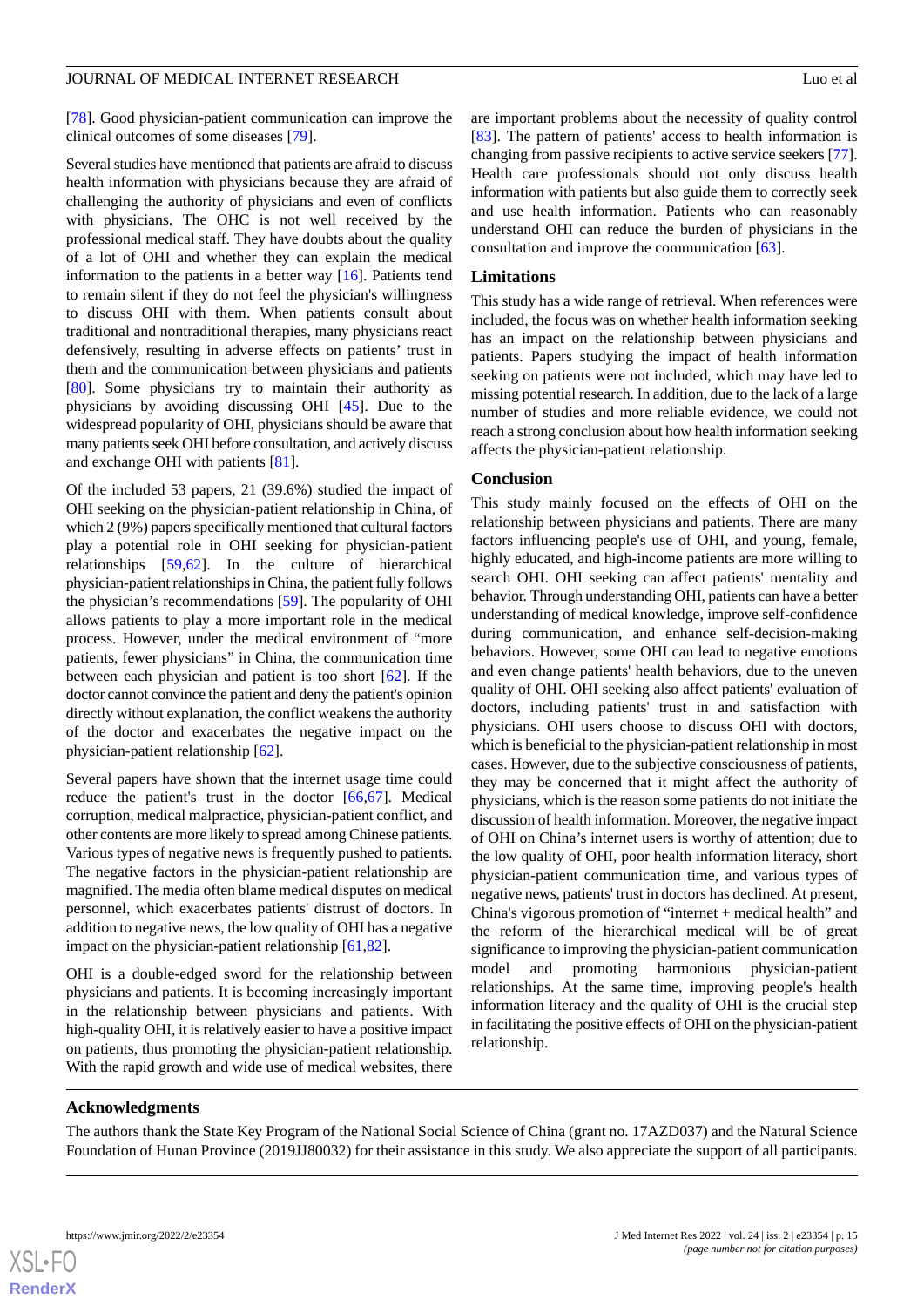[78]. Good physician-patient communication can improve the clinical outcomes of some diseases [79].

Several studies have mentioned that patients are afraid to discuss health information with physicians because they are afraid of challenging the authority of physicians and even of conflicts with physicians. The OHC is not well received by the professional medical staff. They have doubts about the quality of a lot of OHI and whether they can explain the medical information to the patients in a better way [16]. Patients tend to remain silent if they do not feel the physician's willingness to discuss OHI with them. When patients consult about traditional and nontraditional therapies, many physicians react defensively, resulting in adverse effects on patients' trust in them and the communication between physicians and patients [80]. Some physicians try to maintain their authority as physicians by avoiding discussing OHI [45]. Due to the widespread popularity of OHI, physicians should be aware that many patients seek OHI before consultation, and actively discuss and exchange OHI with patients [81].

Of the included 53 papers, 21 (39.6%) studied the impact of OHI seeking on the physician-patient relationship in China, of which 2 (9%) papers specifically mentioned that cultural factors play a potential role in OHI seeking for physician-patient relationships [59,62]. In the culture of hierarchical physician-patient relationships in China, the patient fully follows the physician's recommendations [59]. The popularity of OHI allows patients to play a more important role in the medical process. However, under the medical environment of "more patients, fewer physicians" in China, the communication time between each physician and patient is too short [62]. If the doctor cannot convince the patient and deny the patient's opinion directly without explanation, the conflict weakens the authority of the doctor and exacerbates the negative impact on the physician-patient relationship [62].

Several papers have shown that the internet usage time could reduce the patient's trust in the doctor [66,67]. Medical corruption, medical malpractice, physician-patient conflict, and other contents are more likely to spread among Chinese patients. Various types of negative news is frequently pushed to patients. The negative factors in the physician-patient relationship are magnified. The media often blame medical disputes on medical personnel, which exacerbates patients' distrust of doctors. In addition to negative news, the low quality of OHI has a negative impact on the physician-patient relationship [61,82].

OHI is a double-edged sword for the relationship between physicians and patients. It is becoming increasingly important in the relationship between physicians and patients. With high-quality OHI, it is relatively easier to have a positive impact on patients, thus promoting the physician-patient relationship. With the rapid growth and wide use of medical websites, there are important problems about the necessity of quality control [83]. The pattern of patients' access to health information is changing from passive recipients to active service seekers [77]. Health care professionals should not only discuss health information with patients but also guide them to correctly seek and use health information. Patients who can reasonably understand OHI can reduce the burden of physicians in the consultation and improve the communication [63].

## Limitations

This study has a wide range of retrieval. When references were included, the focus was on whether health information seeking has an impact on the relationship between physicians and patients. Papers studying the impact of health information seeking on patients were not included, which may have led to missing potential research. In addition, due to the lack of a large number of studies and more reliable evidence, we could not reach a strong conclusion about how health information seeking affects the physician-patient relationship.

## Conclusion

This study mainly focused on the effects of OHI on the relationship between physicians and patients. There are many factors influencing people's use of OHI, and young, female, highly educated, and high-income patients are more willing to search OHI. OHI seeking can affect patients' mentality and behavior. Through understanding OHI, patients can have a better understanding of medical knowledge, improve self-confidence during communication, and enhance self-decision-making behaviors. However, some OHI can lead to negative emotions and even change patients' health behaviors, due to the uneven quality of OHI. OHI seeking also affect patients' evaluation of doctors, including patients' trust in and satisfaction with physicians. OHI users choose to discuss OHI with doctors, which is beneficial to the physician-patient relationship in most cases. However, due to the subjective consciousness of patients, they may be concerned that it might affect the authority of physicians, which is the reason some patients do not initiate the discussion of health information. Moreover, the negative impact of OHI on China's internet users is worthy of attention; due to the low quality of OHI, poor health information literacy, short physician-patient communication time, and various types of negative news, patients' trust in doctors has declined. At present, China's vigorous promotion of "internet + medical health" and the reform of the hierarchical medical will be of great significance to improving the physician-patient communication model and promoting harmonious physician-patient relationships. At the same time, improving people's health information literacy and the quality of OHI is the crucial step in facilitating the positive effects of OHI on the physician-patient relationship.

## Acknowledgments

The authors thank the State Key Program of the National Social Science of China (grant no. 17AZD037) and the Natural Science Foundation of Hunan Province (2019JJ80032) for their assistance in this study. We also appreciate the support of all participants.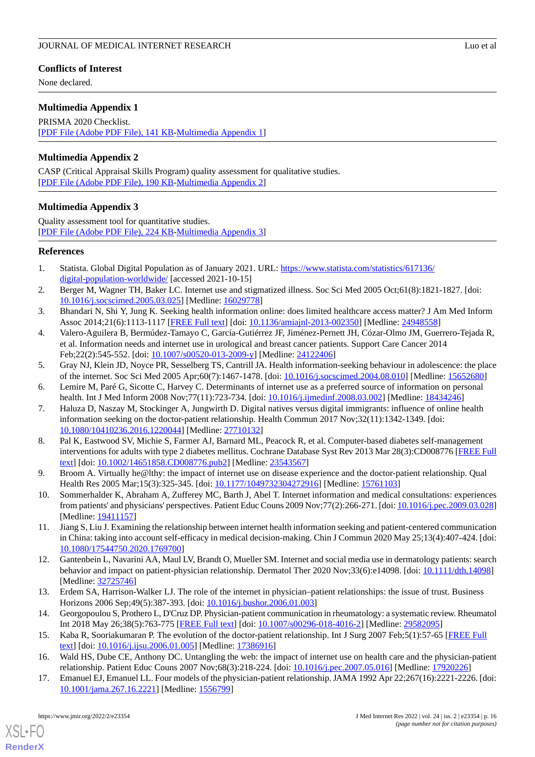## Conflicts of Interest

None declared.

## Multimedia Appendix 1

PRISMA 2020 Checklist.
[PDF File (Adobe PDF File), 141 KB-Multimedia Appendix 1]

## Multimedia Appendix 2

CASP (Critical Appraisal Skills Program) quality assessment for qualitative studies.
[PDF File (Adobe PDF File), 190 KB-Multimedia Appendix 2]

## Multimedia Appendix 3

Quality assessment tool for quantitative studies.
[PDF File (Adobe PDF File), 224 KB-Multimedia Appendix 3]

## References

1. Statista. Global Digital Population as of January 2021. URL: https://www.statista.com/statistics/617136/digital-population-worldwide/ [accessed 2021-10-15]
2. Berger M, Wagner TH, Baker LC. Internet use and stigmatized illness. Soc Sci Med 2005 Oct;61(8):1821-1827. [doi: 10.1016/j.socscimed.2005.03.025] [Medline: 16029778]
3. Bhandari N, Shi Y, Jung K. Seeking health information online: does limited healthcare access matter? J Am Med Inform Assoc 2014;21(6):1113-1117 [FREE Full text] [doi: 10.1136/amiajnl-2013-002350] [Medline: 24948558]
4. Valero-Aguilera B, Bermúdez-Tamayo C, García-Gutiérrez JF, Jiménez-Pernett JH, Cózar-Olmo JM, Guerrero-Tejada R, et al. Information needs and internet use in urological and breast cancer patients. Support Care Cancer 2014 Feb;22(2):545-552. [doi: 10.1007/s00520-013-2009-y] [Medline: 24122406]
5. Gray NJ, Klein JD, Noyce PR, Sesselberg TS, Cantrill JA. Health information-seeking behaviour in adolescence: the place of the internet. Soc Sci Med 2005 Apr;60(7):1467-1478. [doi: 10.1016/j.socscimed.2004.08.010] [Medline: 15652680]
6. Lemire M, Paré G, Sicotte C, Harvey C. Determinants of internet use as a preferred source of information on personal health. Int J Med Inform 2008 Nov;77(11):723-734. [doi: 10.1016/j.ijmedinf.2008.03.002] [Medline: 18434246]
7. Haluza D, Naszay M, Stockinger A, Jungwirth D. Digital natives versus digital immigrants: influence of online health information seeking on the doctor-patient relationship. Health Commun 2017 Nov;32(11):1342-1349. [doi: 10.1080/10410236.2016.1220044] [Medline: 27710132]
8. Pal K, Eastwood SV, Michie S, Farmer AJ, Barnard ML, Peacock R, et al. Computer-based diabetes self-management interventions for adults with type 2 diabetes mellitus. Cochrane Database Syst Rev 2013 Mar 28(3):CD008776 [FREE Full text] [doi: 10.1002/14651858.CD008776.pub2] [Medline: 23543567]
9. Broom A. Virtually he@lthy: the impact of internet use on disease experience and the doctor-patient relationship. Qual Health Res 2005 Mar;15(3):325-345. [doi: 10.1177/1049732304272916] [Medline: 15761103]
10. Sommerhalder K, Abraham A, Zufferey MC, Barth J, Abel T. Internet information and medical consultations: experiences from patients' and physicians' perspectives. Patient Educ Couns 2009 Nov;77(2):266-271. [doi: 10.1016/j.pec.2009.03.028] [Medline: 19411157]
11. Jiang S, Liu J. Examining the relationship between internet health information seeking and patient-centered communication in China: taking into account self-efficacy in medical decision-making. Chin J Commun 2020 May 25;13(4):407-424. [doi: 10.1080/17544750.2020.1769700]
12. Gantenbein L, Navarini AA, Maul LV, Brandt O, Mueller SM. Internet and social media use in dermatology patients: search behavior and impact on patient-physician relationship. Dermatol Ther 2020 Nov;33(6):e14098. [doi: 10.1111/dth.14098] [Medline: 32725746]
13. Erdem SA, Harrison-Walker LJ. The role of the internet in physician–patient relationships: the issue of trust. Business Horizons 2006 Sep;49(5):387-393. [doi: 10.1016/j.bushor.2006.01.003]
14. Georgopoulou S, Prothero L, D'Cruz DP. Physician-patient communication in rheumatology: a systematic review. Rheumatol Int 2018 May 26;38(5):763-775 [FREE Full text] [doi: 10.1007/s00296-018-4016-2] [Medline: 29582095]
15. Kaba R, Sooriakumaran P. The evolution of the doctor-patient relationship. Int J Surg 2007 Feb;5(1):57-65 [FREE Full text] [doi: 10.1016/j.ijsu.2006.01.005] [Medline: 17386916]
16. Wald HS, Dube CE, Anthony DC. Untangling the web: the impact of internet use on health care and the physician-patient relationship. Patient Educ Couns 2007 Nov;68(3):218-224. [doi: 10.1016/j.pec.2007.05.016] [Medline: 17920226]
17. Emanuel EJ, Emanuel LL. Four models of the physician-patient relationship. JAMA 1992 Apr 22;267(16):2221-2226. [doi: 10.1001/jama.267.16.2221] [Medline: 1556799]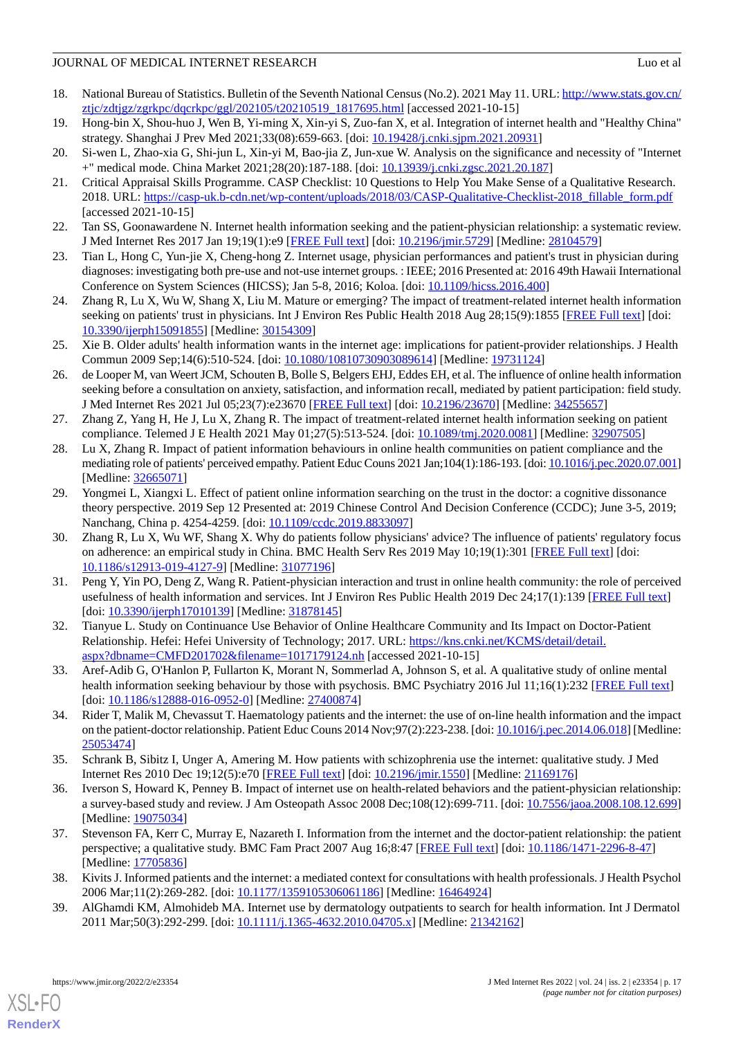18. National Bureau of Statistics. Bulletin of the Seventh National Census (No.2). 2021 May 11. URL: http://www.stats.gov.cn/ztjc/zdtjgz/zgrkpc/dqcrkpc/ggl/202105/t20210519_1817695.html [accessed 2021-10-15]
19. Hong-bin X, Shou-huo J, Wen B, Yi-ming X, Xin-yi S, Zuo-fan X, et al. Integration of internet health and "Healthy China" strategy. Shanghai J Prev Med 2021;33(08):659-663. [doi: 10.19428/j.cnki.sjpm.2021.20931]
20. Si-wen L, Zhao-xia G, Shi-jun L, Xin-yi M, Bao-jia Z, Jun-xue W. Analysis on the significance and necessity of "Internet +" medical mode. China Market 2021;28(20):187-188. [doi: 10.13939/j.cnki.zgsc.2021.20.187]
21. Critical Appraisal Skills Programme. CASP Checklist: 10 Questions to Help You Make Sense of a Qualitative Research. 2018. URL: https://casp-uk.b-cdn.net/wp-content/uploads/2018/03/CASP-Qualitative-Checklist-2018_fillable_form.pdf [accessed 2021-10-15]
22. Tan SS, Goonawardene N. Internet health information seeking and the patient-physician relationship: a systematic review. J Med Internet Res 2017 Jan 19;19(1):e9 [FREE Full text] [doi: 10.2196/jmir.5729] [Medline: 28104579]
23. Tian L, Hong C, Yun-jie X, Cheng-hong Z. Internet usage, physician performances and patient's trust in physician during diagnoses: investigating both pre-use and not-use internet groups. : IEEE; 2016 Presented at: 2016 49th Hawaii International Conference on System Sciences (HICSS); Jan 5-8, 2016; Koloa. [doi: 10.1109/hicss.2016.400]
24. Zhang R, Lu X, Wu W, Shang X, Liu M. Mature or emerging? The impact of treatment-related internet health information seeking on patients' trust in physicians. Int J Environ Res Public Health 2018 Aug 28;15(9):1855 [FREE Full text] [doi: 10.3390/ijerph15091855] [Medline: 30154309]
25. Xie B. Older adults' health information wants in the internet age: implications for patient-provider relationships. J Health Commun 2009 Sep;14(6):510-524. [doi: 10.1080/10810730903089614] [Medline: 19731124]
26. de Looper M, van Weert JCM, Schouten B, Bolle S, Belgers EHJ, Eddes EH, et al. The influence of online health information seeking before a consultation on anxiety, satisfaction, and information recall, mediated by patient participation: field study. J Med Internet Res 2021 Jul 05;23(7):e23670 [FREE Full text] [doi: 10.2196/23670] [Medline: 34255657]
27. Zhang Z, Yang H, He J, Lu X, Zhang R. The impact of treatment-related internet health information seeking on patient compliance. Telemed J E Health 2021 May 01;27(5):513-524. [doi: 10.1089/tmj.2020.0081] [Medline: 32907505]
28. Lu X, Zhang R. Impact of patient information behaviours in online health communities on patient compliance and the mediating role of patients' perceived empathy. Patient Educ Couns 2021 Jan;104(1):186-193. [doi: 10.1016/j.pec.2020.07.001] [Medline: 32665071]
29. Yongmei L, Xiangxi L. Effect of patient online information searching on the trust in the doctor: a cognitive dissonance theory perspective. 2019 Sep 12 Presented at: 2019 Chinese Control And Decision Conference (CCDC); June 3-5, 2019; Nanchang, China p. 4254-4259. [doi: 10.1109/ccdc.2019.8833097]
30. Zhang R, Lu X, Wu WF, Shang X. Why do patients follow physicians' advice? The influence of patients' regulatory focus on adherence: an empirical study in China. BMC Health Serv Res 2019 May 10;19(1):301 [FREE Full text] [doi: 10.1186/s12913-019-4127-9] [Medline: 31077196]
31. Peng Y, Yin PO, Deng Z, Wang R. Patient-physician interaction and trust in online health community: the role of perceived usefulness of health information and services. Int J Environ Res Public Health 2019 Dec 24;17(1):139 [FREE Full text] [doi: 10.3390/ijerph17010139] [Medline: 31878145]
32. Tianyue L. Study on Continuance Use Behavior of Online Healthcare Community and Its Impact on Doctor-Patient Relationship. Hefei: Hefei University of Technology; 2017. URL: https://kns.cnki.net/KCMS/detail/detail.aspx?dbname=CMFD201702&filename=1017179124.nh [accessed 2021-10-15]
33. Aref-Adib G, O'Hanlon P, Fullarton K, Morant N, Sommerlad A, Johnson S, et al. A qualitative study of online mental health information seeking behaviour by those with psychosis. BMC Psychiatry 2016 Jul 11;16(1):232 [FREE Full text] [doi: 10.1186/s12888-016-0952-0] [Medline: 27400874]
34. Rider T, Malik M, Chevassut T. Haematology patients and the internet: the use of on-line health information and the impact on the patient-doctor relationship. Patient Educ Couns 2014 Nov;97(2):223-238. [doi: 10.1016/j.pec.2014.06.018] [Medline: 25053474]
35. Schrank B, Sibitz I, Unger A, Amering M. How patients with schizophrenia use the internet: qualitative study. J Med Internet Res 2010 Dec 19;12(5):e70 [FREE Full text] [doi: 10.2196/jmir.1550] [Medline: 21169176]
36. Iverson S, Howard K, Penney B. Impact of internet use on health-related behaviors and the patient-physician relationship: a survey-based study and review. J Am Osteopath Assoc 2008 Dec;108(12):699-711. [doi: 10.7556/jaoa.2008.108.12.699] [Medline: 19075034]
37. Stevenson FA, Kerr C, Murray E, Nazareth I. Information from the internet and the doctor-patient relationship: the patient perspective; a qualitative study. BMC Fam Pract 2007 Aug 16;8:47 [FREE Full text] [doi: 10.1186/1471-2296-8-47] [Medline: 17705836]
38. Kivits J. Informed patients and the internet: a mediated context for consultations with health professionals. J Health Psychol 2006 Mar;11(2):269-282. [doi: 10.1177/1359105306061186] [Medline: 16464924]
39. AlGhamdi KM, Almohideb MA. Internet use by dermatology outpatients to search for health information. Int J Dermatol 2011 Mar;50(3):292-299. [doi: 10.1111/j.1365-4632.2010.04705.x] [Medline: 21342162]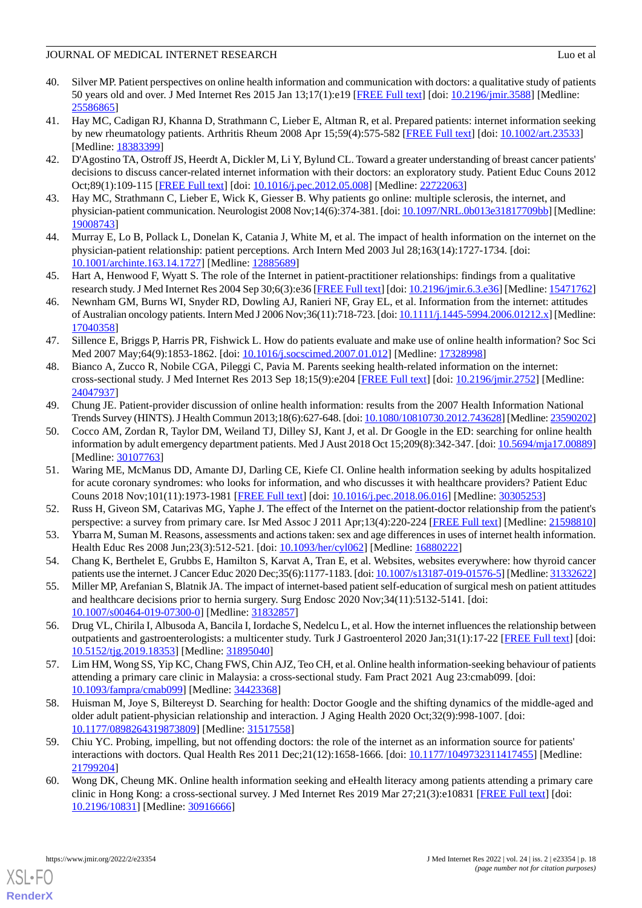40. Silver MP. Patient perspectives on online health information and communication with doctors: a qualitative study of patients 50 years old and over. J Med Internet Res 2015 Jan 13;17(1):e19 [FREE Full text] [doi: 10.2196/jmir.3588] [Medline: 25586865]
41. Hay MC, Cadigan RJ, Khanna D, Strathmann C, Lieber E, Altman R, et al. Prepared patients: internet information seeking by new rheumatology patients. Arthritis Rheum 2008 Apr 15;59(4):575-582 [FREE Full text] [doi: 10.1002/art.23533] [Medline: 18383399]
42. D'Agostino TA, Ostroff JS, Heerdt A, Dickler M, Li Y, Bylund CL. Toward a greater understanding of breast cancer patients' decisions to discuss cancer-related internet information with their doctors: an exploratory study. Patient Educ Couns 2012 Oct;89(1):109-115 [FREE Full text] [doi: 10.1016/j.pec.2012.05.008] [Medline: 22722063]
43. Hay MC, Strathmann C, Lieber E, Wick K, Giesser B. Why patients go online: multiple sclerosis, the internet, and physician-patient communication. Neurologist 2008 Nov;14(6):374-381. [doi: 10.1097/NRL.0b013e31817709bb] [Medline: 19008743]
44. Murray E, Lo B, Pollack L, Donelan K, Catania J, White M, et al. The impact of health information on the internet on the physician-patient relationship: patient perceptions. Arch Intern Med 2003 Jul 28;163(14):1727-1734. [doi: 10.1001/archinte.163.14.1727] [Medline: 12885689]
45. Hart A, Henwood F, Wyatt S. The role of the Internet in patient-practitioner relationships: findings from a qualitative research study. J Med Internet Res 2004 Sep 30;6(3):e36 [FREE Full text] [doi: 10.2196/jmir.6.3.e36] [Medline: 15471762]
46. Newnham GM, Burns WI, Snyder RD, Dowling AJ, Ranieri NF, Gray EL, et al. Information from the internet: attitudes of Australian oncology patients. Intern Med J 2006 Nov;36(11):718-723. [doi: 10.1111/j.1445-5994.2006.01212.x] [Medline: 17040358]
47. Sillence E, Briggs P, Harris PR, Fishwick L. How do patients evaluate and make use of online health information? Soc Sci Med 2007 May;64(9):1853-1862. [doi: 10.1016/j.socscimed.2007.01.012] [Medline: 17328998]
48. Bianco A, Zucco R, Nobile CGA, Pileggi C, Pavia M. Parents seeking health-related information on the internet: cross-sectional study. J Med Internet Res 2013 Sep 18;15(9):e204 [FREE Full text] [doi: 10.2196/jmir.2752] [Medline: 24047937]
49. Chung JE. Patient-provider discussion of online health information: results from the 2007 Health Information National Trends Survey (HINTS). J Health Commun 2013;18(6):627-648. [doi: 10.1080/10810730.2012.743628] [Medline: 23590202]
50. Cocco AM, Zordan R, Taylor DM, Weiland TJ, Dilley SJ, Kant J, et al. Dr Google in the ED: searching for online health information by adult emergency department patients. Med J Aust 2018 Oct 15;209(8):342-347. [doi: 10.5694/mja17.00889] [Medline: 30107763]
51. Waring ME, McManus DD, Amante DJ, Darling CE, Kiefe CI. Online health information seeking by adults hospitalized for acute coronary syndromes: who looks for information, and who discusses it with healthcare providers? Patient Educ Couns 2018 Nov;101(11):1973-1981 [FREE Full text] [doi: 10.1016/j.pec.2018.06.016] [Medline: 30305253]
52. Russ H, Giveon SM, Catarivas MG, Yaphe J. The effect of the Internet on the patient-doctor relationship from the patient's perspective: a survey from primary care. Isr Med Assoc J 2011 Apr;13(4):220-224 [FREE Full text] [Medline: 21598810]
53. Ybarra M, Suman M. Reasons, assessments and actions taken: sex and age differences in uses of internet health information. Health Educ Res 2008 Jun;23(3):512-521. [doi: 10.1093/her/cyl062] [Medline: 16880222]
54. Chang K, Berthelet E, Grubbs E, Hamilton S, Karvat A, Tran E, et al. Websites, websites everywhere: how thyroid cancer patients use the internet. J Cancer Educ 2020 Dec;35(6):1177-1183. [doi: 10.1007/s13187-019-01576-5] [Medline: 31332622]
55. Miller MP, Arefanian S, Blatnik JA. The impact of internet-based patient self-education of surgical mesh on patient attitudes and healthcare decisions prior to hernia surgery. Surg Endosc 2020 Nov;34(11):5132-5141. [doi: 10.1007/s00464-019-07300-0] [Medline: 31832857]
56. Drug VL, Chirila I, Albusoda A, Bancila I, Iordache S, Nedelcu L, et al. How the internet influences the relationship between outpatients and gastroenterologists: a multicenter study. Turk J Gastroenterol 2020 Jan;31(1):17-22 [FREE Full text] [doi: 10.5152/tjg.2019.18353] [Medline: 31895040]
57. Lim HM, Wong SS, Yip KC, Chang FWS, Chin AJZ, Teo CH, et al. Online health information-seeking behaviour of patients attending a primary care clinic in Malaysia: a cross-sectional study. Fam Pract 2021 Aug 23:cmab099. [doi: 10.1093/fampra/cmab099] [Medline: 34423368]
58. Huisman M, Joye S, Biltereyst D. Searching for health: Doctor Google and the shifting dynamics of the middle-aged and older adult patient-physician relationship and interaction. J Aging Health 2020 Oct;32(9):998-1007. [doi: 10.1177/0898264319873809] [Medline: 31517558]
59. Chiu YC. Probing, impelling, but not offending doctors: the role of the internet as an information source for patients' interactions with doctors. Qual Health Res 2011 Dec;21(12):1658-1666. [doi: 10.1177/1049732311417455] [Medline: 21799204]
60. Wong DK, Cheung MK. Online health information seeking and eHealth literacy among patients attending a primary care clinic in Hong Kong: a cross-sectional survey. J Med Internet Res 2019 Mar 27;21(3):e10831 [FREE Full text] [doi: 10.2196/10831] [Medline: 30916666]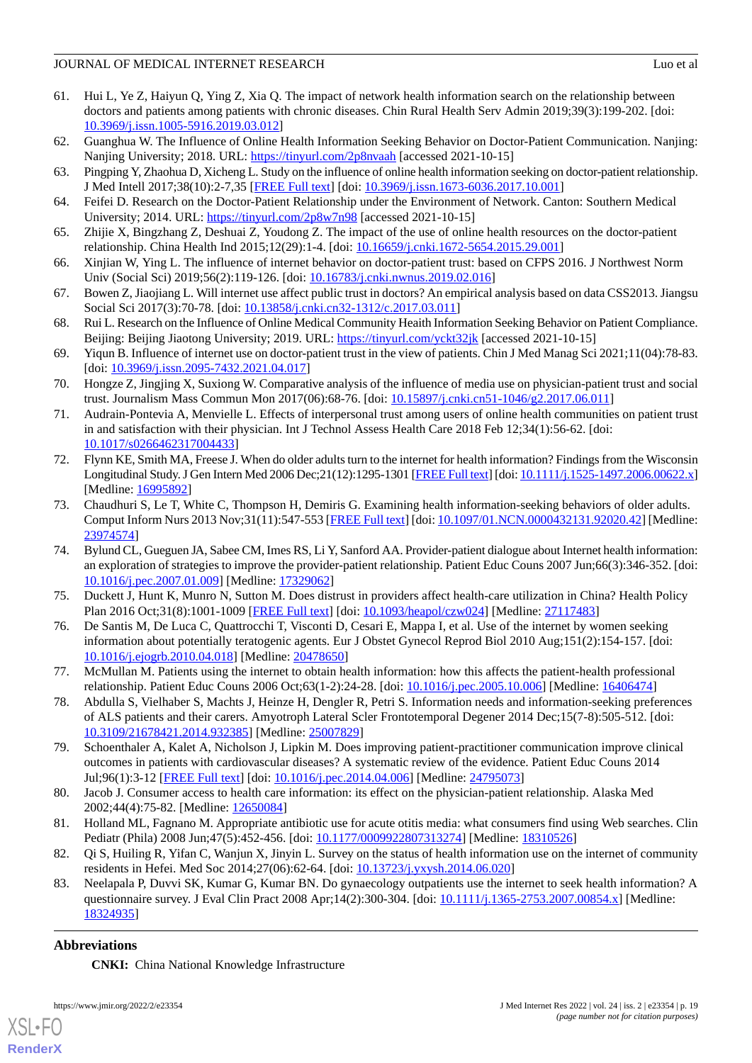61. Hui L, Ye Z, Haiyun Q, Ying Z, Xia Q. The impact of network health information search on the relationship between doctors and patients among patients with chronic diseases. Chin Rural Health Serv Admin 2019;39(3):199-202. [doi: 10.3969/j.issn.1005-5916.2019.03.012]
62. Guanghua W. The Influence of Online Health Information Seeking Behavior on Doctor-Patient Communication. Nanjing: Nanjing University; 2018. URL: https://tinyurl.com/2p8nvaah [accessed 2021-10-15]
63. Pingping Y, Zhaohua D, Xicheng L. Study on the influence of online health information seeking on doctor-patient relationship. J Med Intell 2017;38(10):2-7,35 [FREE Full text] [doi: 10.3969/j.issn.1673-6036.2017.10.001]
64. Feifei D. Research on the Doctor-Patient Relationship under the Environment of Network. Canton: Southern Medical University; 2014. URL: https://tinyurl.com/2p8w7n98 [accessed 2021-10-15]
65. Zhijie X, Bingzhang Z, Deshuai Z, Youdong Z. The impact of the use of online health resources on the doctor-patient relationship. China Health Ind 2015;12(29):1-4. [doi: 10.16659/j.cnki.1672-5654.2015.29.001]
66. Xinjian W, Ying L. The influence of internet behavior on doctor-patient trust: based on CFPS 2016. J Northwest Norm Univ (Social Sci) 2019;56(2):119-126. [doi: 10.16783/j.cnki.nwnus.2019.02.016]
67. Bowen Z, Jiaojiang L. Will internet use affect public trust in doctors? An empirical analysis based on data CSS2013. Jiangsu Social Sci 2017(3):70-78. [doi: 10.13858/j.cnki.cn32-1312/c.2017.03.011]
68. Rui L. Research on the Influence of Online Medical Community Health Information Seeking Behavior on Patient Compliance. Beijing: Beijing Jiaotong University; 2019. URL: https://tinyurl.com/yckt32jk [accessed 2021-10-15]
69. Yiqun B. Influence of internet use on doctor-patient trust in the view of patients. Chin J Med Manag Sci 2021;11(04):78-83. [doi: 10.3969/j.issn.2095-7432.2021.04.017]
70. Hongze Z, Jingjing X, Suxiong W. Comparative analysis of the influence of media use on physician-patient trust and social trust. Journalism Mass Commun Mon 2017(06):68-76. [doi: 10.15897/j.cnki.cn51-1046/g2.2017.06.011]
71. Audrain-Pontevia A, Menvielle L. Effects of interpersonal trust among users of online health communities on patient trust in and satisfaction with their physician. Int J Technol Assess Health Care 2018 Feb 12;34(1):56-62. [doi: 10.1017/s0266462317004433]
72. Flynn KE, Smith MA, Freese J. When do older adults turn to the internet for health information? Findings from the Wisconsin Longitudinal Study. J Gen Intern Med 2006 Dec;21(12):1295-1301 [FREE Full text] [doi: 10.1111/j.1525-1497.2006.00622.x] [Medline: 16995892]
73. Chaudhuri S, Le T, White C, Thompson H, Demiris G. Examining health information-seeking behaviors of older adults. Comput Inform Nurs 2013 Nov;31(11):547-553 [FREE Full text] [doi: 10.1097/01.NCN.0000432131.92020.42] [Medline: 23974574]
74. Bylund CL, Gueguen JA, Sabee CM, Imes RS, Li Y, Sanford AA. Provider-patient dialogue about Internet health information: an exploration of strategies to improve the provider-patient relationship. Patient Educ Couns 2007 Jun;66(3):346-352. [doi: 10.1016/j.pec.2007.01.009] [Medline: 17329062]
75. Duckett J, Hunt K, Munro N, Sutton M. Does distrust in providers affect health-care utilization in China? Health Policy Plan 2016 Oct;31(8):1001-1009 [FREE Full text] [doi: 10.1093/heapol/czw024] [Medline: 27117483]
76. De Santis M, De Luca C, Quattrocchi T, Visconti D, Cesari E, Mappa I, et al. Use of the internet by women seeking information about potentially teratogenic agents. Eur J Obstet Gynecol Reprod Biol 2010 Aug;151(2):154-157. [doi: 10.1016/j.ejogrb.2010.04.018] [Medline: 20478650]
77. McMullan M. Patients using the internet to obtain health information: how this affects the patient-health professional relationship. Patient Educ Couns 2006 Oct;63(1-2):24-28. [doi: 10.1016/j.pec.2005.10.006] [Medline: 16406474]
78. Abdulla S, Vielhaber S, Machts J, Heinze H, Dengler R, Petri S. Information needs and information-seeking preferences of ALS patients and their carers. Amyotroph Lateral Scler Frontotemporal Degener 2014 Dec;15(7-8):505-512. [doi: 10.3109/21678421.2014.932385] [Medline: 25007829]
79. Schoenthaler A, Kalet A, Nicholson J, Lipkin M. Does improving patient-practitioner communication improve clinical outcomes in patients with cardiovascular diseases? A systematic review of the evidence. Patient Educ Couns 2014 Jul;96(1):3-12 [FREE Full text] [doi: 10.1016/j.pec.2014.04.006] [Medline: 24795073]
80. Jacob J. Consumer access to health care information: its effect on the physician-patient relationship. Alaska Med 2002;44(4):75-82. [Medline: 12650084]
81. Holland ML, Fagnano M. Appropriate antibiotic use for acute otitis media: what consumers find using Web searches. Clin Pediatr (Phila) 2008 Jun;47(5):452-456. [doi: 10.1177/0009922807313274] [Medline: 18310526]
82. Qi S, Huiling R, Yifan C, Wanjun X, Jinyin L. Survey on the status of health information use on the internet of community residents in Hefei. Med Soc 2014;27(06):62-64. [doi: 10.13723/j.yxysh.2014.06.020]
83. Neelapala P, Duvvi SK, Kumar G, Kumar BN. Do gynaecology outpatients use the internet to seek health information? A questionnaire survey. J Eval Clin Pract 2008 Apr;14(2):300-304. [doi: 10.1111/j.1365-2753.2007.00854.x] [Medline: 18324935]

## Abbreviations

**CNKI:** China National Knowledge Infrastructure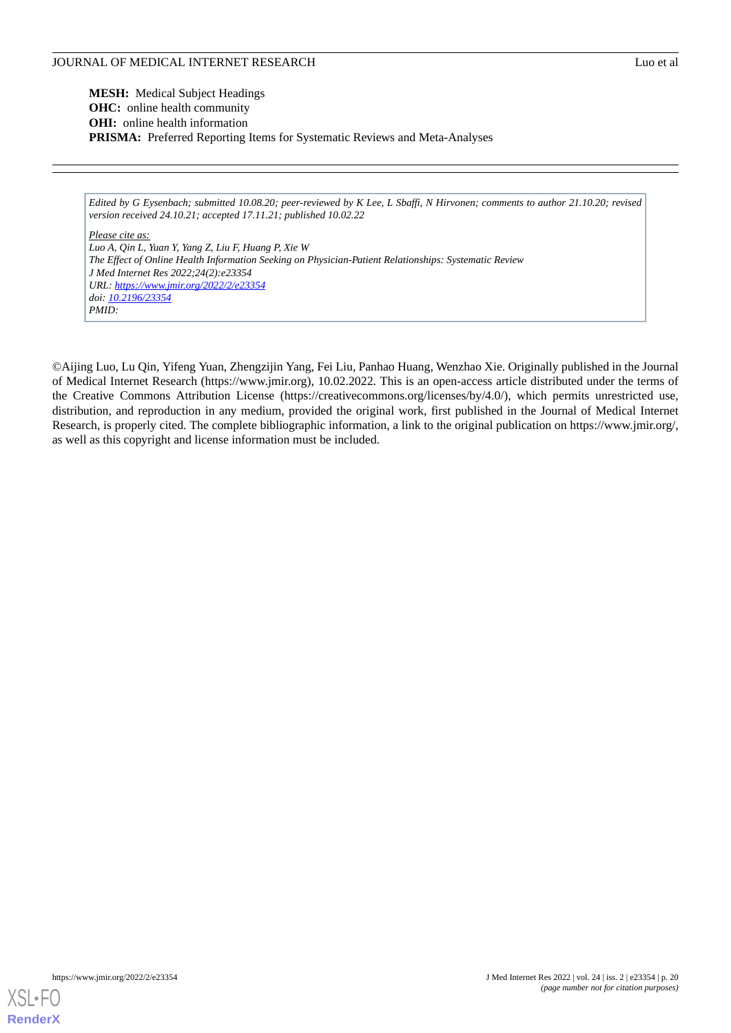**MESH:** Medical Subject Headings
**OHC:** online health community
**OHI:** online health information
**PRISMA:** Preferred Reporting Items for Systematic Reviews and Meta-Analyses

---

*Edited by G Eysenbach; submitted 10.08.20; peer-reviewed by K Lee, L Sbaffi, N Hirvonen; comments to author 21.10.20; revised version received 24.10.21; accepted 17.11.21; published 10.02.22*

*Please cite as:*
*Luo A, Qin L, Yuan Y, Yang Z, Liu F, Huang P, Xie W*
*The Effect of Online Health Information Seeking on Physician-Patient Relationships: Systematic Review*
*J Med Internet Res 2022;24(2):e23354*
*URL: https://www.jmir.org/2022/2/e23354*
*doi: 10.2196/23354*
*PMID:*

©Aijing Luo, Lu Qin, Yifeng Yuan, Zhengzijin Yang, Fei Liu, Panhao Huang, Wenzhao Xie. Originally published in the Journal of Medical Internet Research (https://www.jmir.org), 10.02.2022. This is an open-access article distributed under the terms of the Creative Commons Attribution License (https://creativecommons.org/licenses/by/4.0/), which permits unrestricted use, distribution, and reproduction in any medium, provided the original work, first published in the Journal of Medical Internet Research, is properly cited. The complete bibliographic information, a link to the original publication on https://www.jmir.org/, as well as this copyright and license information must be included.